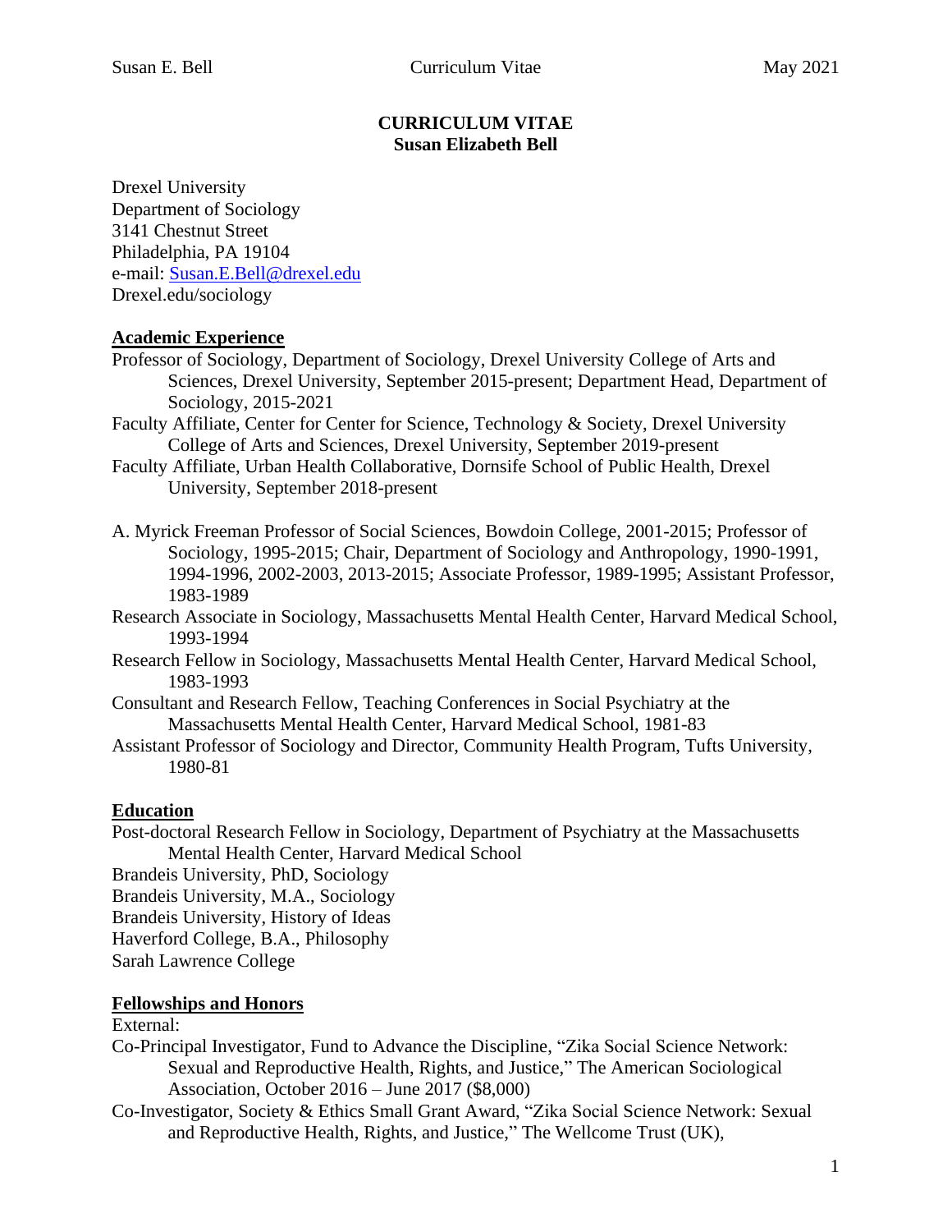# CURRICULUM VITAE
## Susan Elizabeth Bell

Drexel University
Department of Sociology
3141 Chestnut Street
Philadelphia, PA 19104
e-mail: Susan.E.Bell@drexel.edu
Drexel.edu/sociology

### Academic Experience

Professor of Sociology, Department of Sociology, Drexel University College of Arts and Sciences, Drexel University, September 2015-present; Department Head, Department of Sociology, 2015-2021

Faculty Affiliate, Center for Center for Science, Technology & Society, Drexel University College of Arts and Sciences, Drexel University, September 2019-present

Faculty Affiliate, Urban Health Collaborative, Dornsife School of Public Health, Drexel University, September 2018-present

A. Myrick Freeman Professor of Social Sciences, Bowdoin College, 2001-2015; Professor of Sociology, 1995-2015; Chair, Department of Sociology and Anthropology, 1990-1991, 1994-1996, 2002-2003, 2013-2015; Associate Professor, 1989-1995; Assistant Professor, 1983-1989

Research Associate in Sociology, Massachusetts Mental Health Center, Harvard Medical School, 1993-1994

Research Fellow in Sociology, Massachusetts Mental Health Center, Harvard Medical School, 1983-1993

Consultant and Research Fellow, Teaching Conferences in Social Psychiatry at the Massachusetts Mental Health Center, Harvard Medical School, 1981-83

Assistant Professor of Sociology and Director, Community Health Program, Tufts University, 1980-81

### Education

Post-doctoral Research Fellow in Sociology, Department of Psychiatry at the Massachusetts Mental Health Center, Harvard Medical School

Brandeis University, PhD, Sociology

Brandeis University, M.A., Sociology

Brandeis University, History of Ideas

Haverford College, B.A., Philosophy

Sarah Lawrence College

### Fellowships and Honors

External:

Co-Principal Investigator, Fund to Advance the Discipline, "Zika Social Science Network: Sexual and Reproductive Health, Rights, and Justice," The American Sociological Association, October 2016 – June 2017 ($8,000)

Co-Investigator, Society & Ethics Small Grant Award, "Zika Social Science Network: Sexual and Reproductive Health, Rights, and Justice," The Wellcome Trust (UK),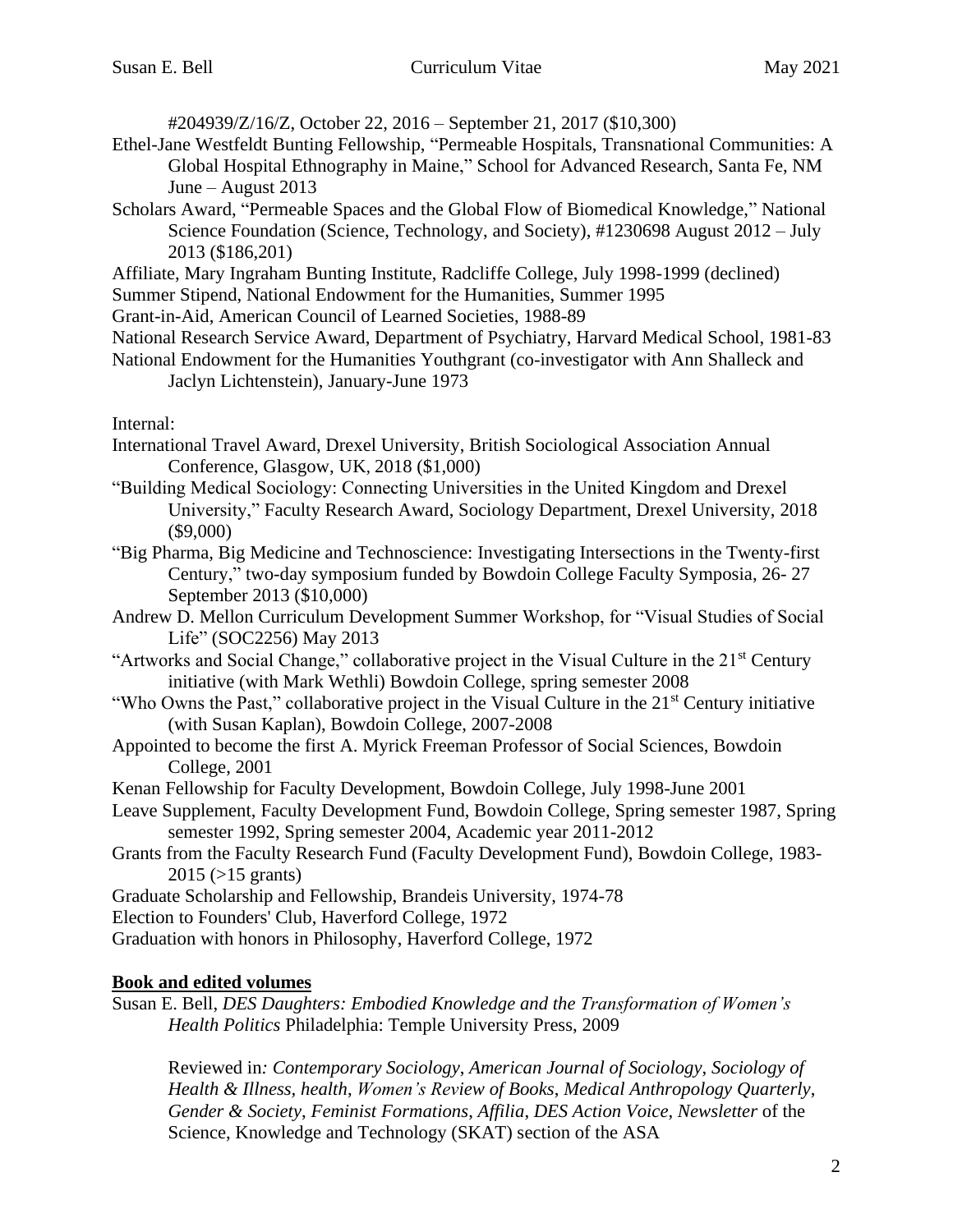#204939/Z/16/Z, October 22, 2016 – September 21, 2017 ($10,300)

Ethel-Jane Westfeldt Bunting Fellowship, "Permeable Hospitals, Transnational Communities: A Global Hospital Ethnography in Maine," School for Advanced Research, Santa Fe, NM June – August 2013

Scholars Award, "Permeable Spaces and the Global Flow of Biomedical Knowledge," National Science Foundation (Science, Technology, and Society), #1230698 August 2012 – July 2013 ($186,201)

Affiliate, Mary Ingraham Bunting Institute, Radcliffe College, July 1998-1999 (declined)

Summer Stipend, National Endowment for the Humanities, Summer 1995

Grant-in-Aid, American Council of Learned Societies, 1988-89

National Research Service Award, Department of Psychiatry, Harvard Medical School, 1981-83

National Endowment for the Humanities Youthgrant (co-investigator with Ann Shalleck and Jaclyn Lichtenstein), January-June 1973

Internal:

International Travel Award, Drexel University, British Sociological Association Annual Conference, Glasgow, UK, 2018 ($1,000)

"Building Medical Sociology: Connecting Universities in the United Kingdom and Drexel University," Faculty Research Award, Sociology Department, Drexel University, 2018 ($9,000)

"Big Pharma, Big Medicine and Technoscience: Investigating Intersections in the Twenty-first Century," two-day symposium funded by Bowdoin College Faculty Symposia, 26- 27 September 2013 ($10,000)

Andrew D. Mellon Curriculum Development Summer Workshop, for "Visual Studies of Social Life" (SOC2256) May 2013

"Artworks and Social Change," collaborative project in the Visual Culture in the 21st Century initiative (with Mark Wethli) Bowdoin College, spring semester 2008

"Who Owns the Past," collaborative project in the Visual Culture in the 21st Century initiative (with Susan Kaplan), Bowdoin College, 2007-2008

Appointed to become the first A. Myrick Freeman Professor of Social Sciences, Bowdoin College, 2001

Kenan Fellowship for Faculty Development, Bowdoin College, July 1998-June 2001

Leave Supplement, Faculty Development Fund, Bowdoin College, Spring semester 1987, Spring semester 1992, Spring semester 2004, Academic year 2011-2012

Grants from the Faculty Research Fund (Faculty Development Fund), Bowdoin College, 1983-2015 (>15 grants)

Graduate Scholarship and Fellowship, Brandeis University, 1974-78

Election to Founders' Club, Haverford College, 1972

Graduation with honors in Philosophy, Haverford College, 1972

## Book and edited volumes

Susan E. Bell, *DES Daughters: Embodied Knowledge and the Transformation of Women's Health Politics* Philadelphia: Temple University Press, 2009

Reviewed in: *Contemporary Sociology*, *American Journal of Sociology*, *Sociology of Health & Illness, health*, *Women's Review of Books*, *Medical Anthropology Quarterly*, *Gender & Society*, *Feminist Formations*, *Affilia*, *DES Action Voice*, *Newsletter* of the Science, Knowledge and Technology (SKAT) section of the ASA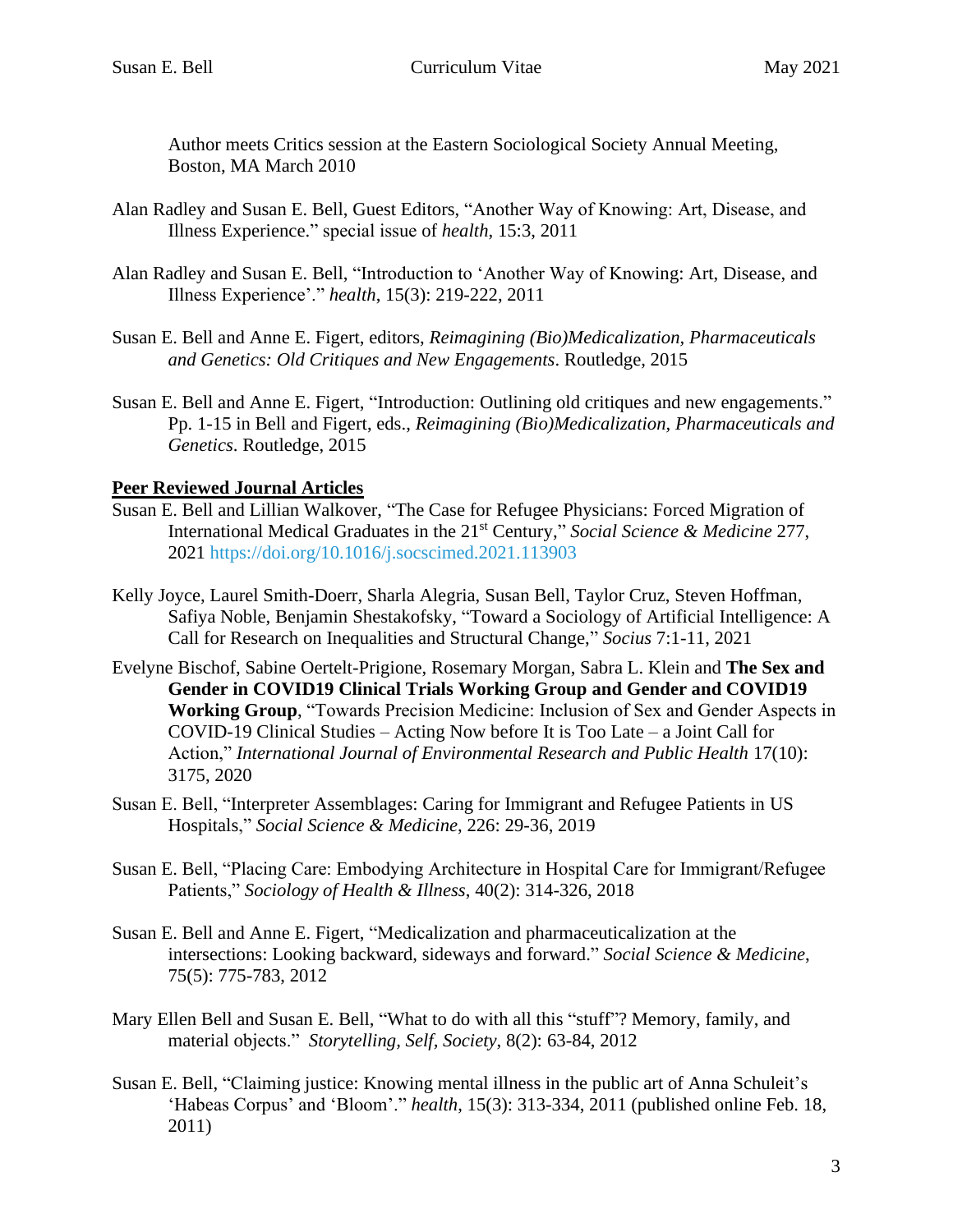Author meets Critics session at the Eastern Sociological Society Annual Meeting, Boston, MA March 2010

Alan Radley and Susan E. Bell, Guest Editors, "Another Way of Knowing: Art, Disease, and Illness Experience." special issue of *health*, 15:3, 2011

Alan Radley and Susan E. Bell, "Introduction to 'Another Way of Knowing: Art, Disease, and Illness Experience'." *health*, 15(3): 219-222, 2011

Susan E. Bell and Anne E. Figert, editors, *Reimagining (Bio)Medicalization, Pharmaceuticals and Genetics: Old Critiques and New Engagements*. Routledge, 2015

Susan E. Bell and Anne E. Figert, "Introduction: Outlining old critiques and new engagements." Pp. 1-15 in Bell and Figert, eds., *Reimagining (Bio)Medicalization, Pharmaceuticals and Genetics*. Routledge, 2015

## Peer Reviewed Journal Articles

Susan E. Bell and Lillian Walkover, "The Case for Refugee Physicians: Forced Migration of International Medical Graduates in the 21st Century," *Social Science & Medicine* 277, 2021 https://doi.org/10.1016/j.socscimed.2021.113903

Kelly Joyce, Laurel Smith-Doerr, Sharla Alegria, Susan Bell, Taylor Cruz, Steven Hoffman, Safiya Noble, Benjamin Shestakofsky, "Toward a Sociology of Artificial Intelligence: A Call for Research on Inequalities and Structural Change," *Socius* 7:1-11, 2021

Evelyne Bischof, Sabine Oertelt-Prigione, Rosemary Morgan, Sabra L. Klein and **The Sex and Gender in COVID19 Clinical Trials Working Group and Gender and COVID19 Working Group**, "Towards Precision Medicine: Inclusion of Sex and Gender Aspects in COVID-19 Clinical Studies – Acting Now before It is Too Late – a Joint Call for Action," *International Journal of Environmental Research and Public Health* 17(10): 3175, 2020

Susan E. Bell, "Interpreter Assemblages: Caring for Immigrant and Refugee Patients in US Hospitals," *Social Science & Medicine*, 226: 29-36, 2019

Susan E. Bell, "Placing Care: Embodying Architecture in Hospital Care for Immigrant/Refugee Patients," *Sociology of Health & Illness*, 40(2): 314-326, 2018

Susan E. Bell and Anne E. Figert, "Medicalization and pharmaceuticalization at the intersections: Looking backward, sideways and forward." *Social Science & Medicine*, 75(5): 775-783, 2012

Mary Ellen Bell and Susan E. Bell, "What to do with all this "stuff"? Memory, family, and material objects." *Storytelling, Self, Society*, 8(2): 63-84, 2012

Susan E. Bell, "Claiming justice: Knowing mental illness in the public art of Anna Schuleit's 'Habeas Corpus' and 'Bloom'." *health*, 15(3): 313-334, 2011 (published online Feb. 18, 2011)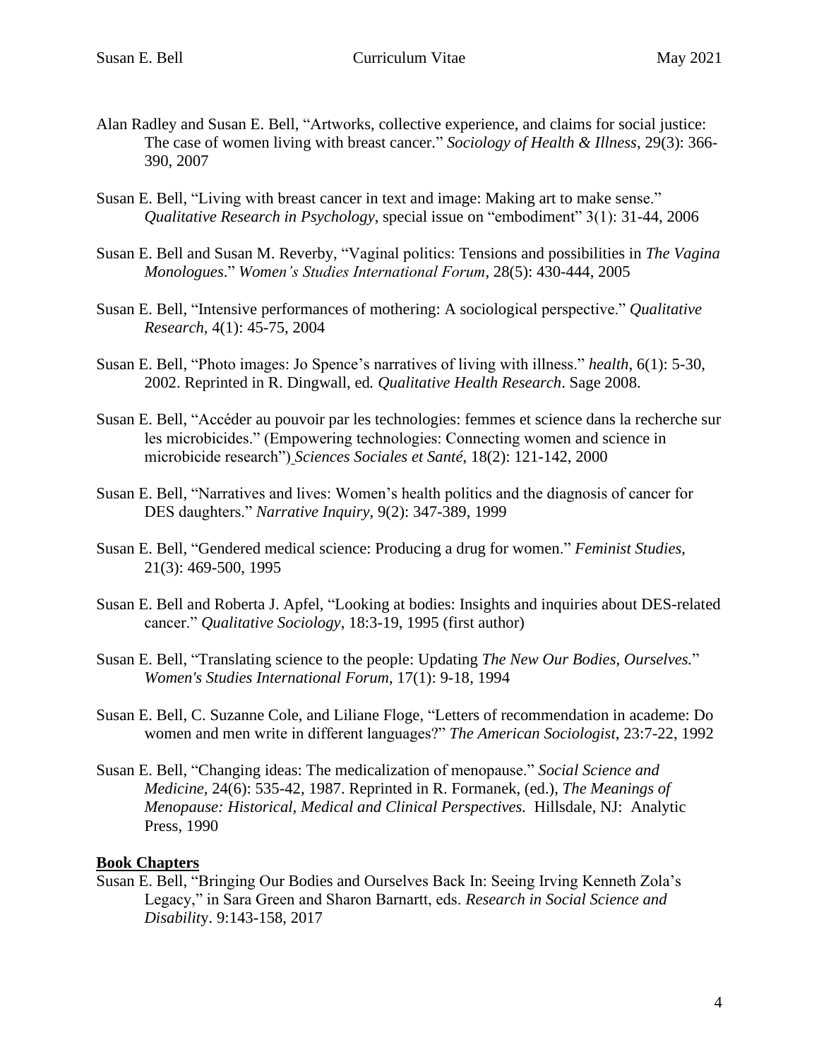Alan Radley and Susan E. Bell, "Artworks, collective experience, and claims for social justice: The case of women living with breast cancer." *Sociology of Health & Illness*, 29(3): 366-390, 2007

Susan E. Bell, "Living with breast cancer in text and image: Making art to make sense." *Qualitative Research in Psychology*, special issue on "embodiment" 3(1): 31-44, 2006

Susan E. Bell and Susan M. Reverby, "Vaginal politics: Tensions and possibilities in *The Vagina Monologues*." *Women's Studies International Forum*, 28(5): 430-444, 2005

Susan E. Bell, "Intensive performances of mothering: A sociological perspective." *Qualitative Research*, 4(1): 45-75, 2004

Susan E. Bell, "Photo images: Jo Spence's narratives of living with illness." *health*, 6(1): 5-30, 2002. Reprinted in R. Dingwall, ed. *Qualitative Health Research*. Sage 2008.

Susan E. Bell, "Accéder au pouvoir par les technologies: femmes et science dans la recherche sur les microbicides." (Empowering technologies: Connecting women and science in microbicide research") *Sciences Sociales et Santé*, 18(2): 121-142, 2000

Susan E. Bell, "Narratives and lives: Women's health politics and the diagnosis of cancer for DES daughters." *Narrative Inquiry*, 9(2): 347-389, 1999

Susan E. Bell, "Gendered medical science: Producing a drug for women." *Feminist Studies*, 21(3): 469-500, 1995

Susan E. Bell and Roberta J. Apfel, "Looking at bodies: Insights and inquiries about DES-related cancer." *Qualitative Sociology*, 18:3-19, 1995 (first author)

Susan E. Bell, "Translating science to the people: Updating *The New Our Bodies, Ourselves.*" *Women's Studies International Forum*, 17(1): 9-18, 1994

Susan E. Bell, C. Suzanne Cole, and Liliane Floge, "Letters of recommendation in academe: Do women and men write in different languages?" *The American Sociologist*, 23:7-22, 1992

Susan E. Bell, "Changing ideas: The medicalization of menopause." *Social Science and Medicine*, 24(6): 535-42, 1987. Reprinted in R. Formanek, (ed.), *The Meanings of Menopause: Historical, Medical and Clinical Perspectives.* Hillsdale, NJ: Analytic Press, 1990

**Book Chapters**

Susan E. Bell, "Bringing Our Bodies and Ourselves Back In: Seeing Irving Kenneth Zola's Legacy," in Sara Green and Sharon Barnartt, eds. *Research in Social Science and Disability*. 9:143-158, 2017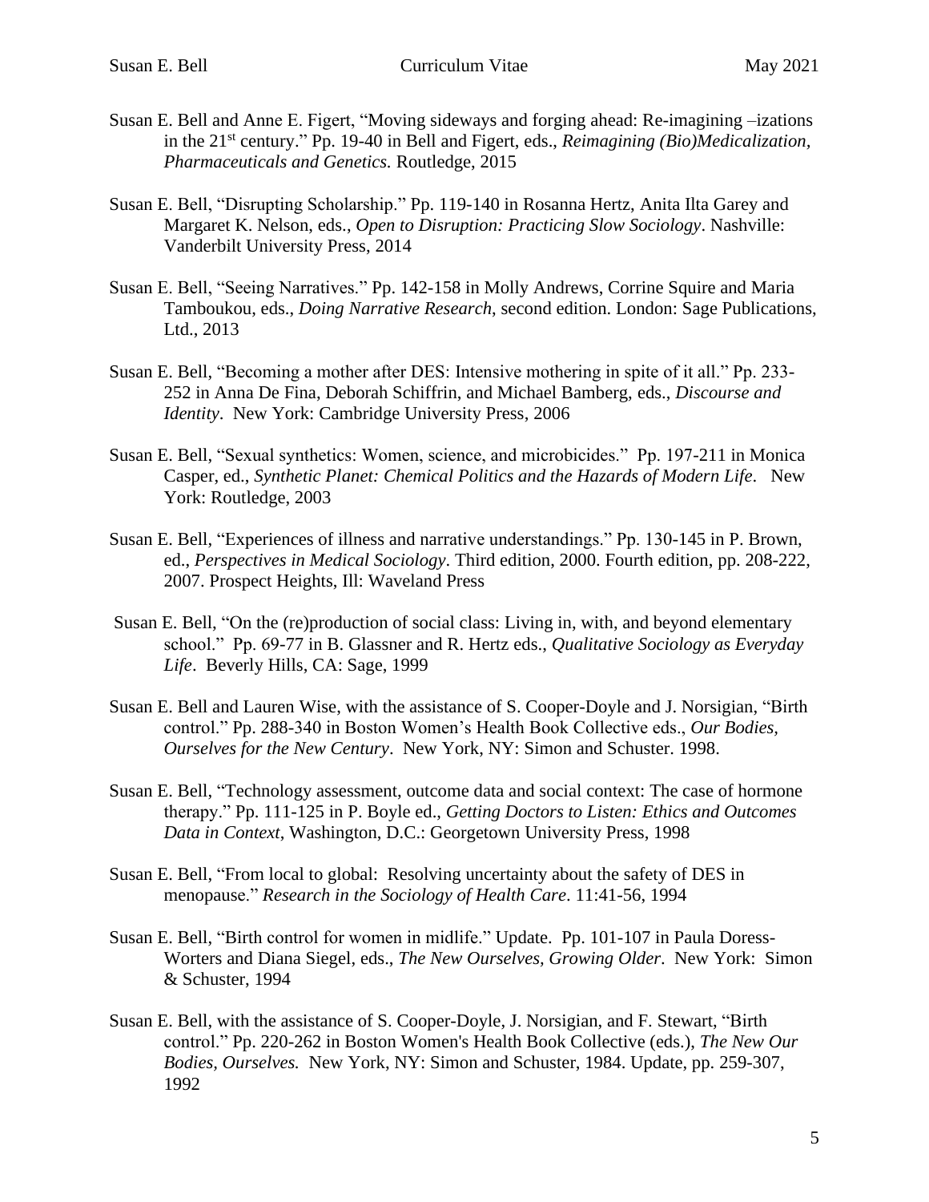Susan E. Bell and Anne E. Figert, "Moving sideways and forging ahead: Re-imagining –izations in the 21st century." Pp. 19-40 in Bell and Figert, eds., *Reimagining (Bio)Medicalization, Pharmaceuticals and Genetics.* Routledge, 2015

Susan E. Bell, "Disrupting Scholarship." Pp. 119-140 in Rosanna Hertz, Anita Ilta Garey and Margaret K. Nelson, eds., *Open to Disruption: Practicing Slow Sociology*. Nashville: Vanderbilt University Press, 2014

Susan E. Bell, "Seeing Narratives." Pp. 142-158 in Molly Andrews, Corrine Squire and Maria Tamboukou, eds., *Doing Narrative Research,* second edition. London: Sage Publications, Ltd., 2013

Susan E. Bell, "Becoming a mother after DES: Intensive mothering in spite of it all." Pp. 233-252 in Anna De Fina, Deborah Schiffrin, and Michael Bamberg, eds., *Discourse and Identity*. New York: Cambridge University Press, 2006

Susan E. Bell, "Sexual synthetics: Women, science, and microbicides." Pp. 197-211 in Monica Casper, ed., *Synthetic Planet: Chemical Politics and the Hazards of Modern Life*. New York: Routledge, 2003

Susan E. Bell, "Experiences of illness and narrative understandings." Pp. 130-145 in P. Brown, ed., *Perspectives in Medical Sociology*. Third edition, 2000. Fourth edition, pp. 208-222, 2007. Prospect Heights, Ill: Waveland Press

Susan E. Bell, "On the (re)production of social class: Living in, with, and beyond elementary school." Pp. 69-77 in B. Glassner and R. Hertz eds., *Qualitative Sociology as Everyday Life*. Beverly Hills, CA: Sage, 1999

Susan E. Bell and Lauren Wise, with the assistance of S. Cooper-Doyle and J. Norsigian, "Birth control." Pp. 288-340 in Boston Women's Health Book Collective eds., *Our Bodies, Ourselves for the New Century*. New York, NY: Simon and Schuster. 1998.

Susan E. Bell, "Technology assessment, outcome data and social context: The case of hormone therapy." Pp. 111-125 in P. Boyle ed., *Getting Doctors to Listen: Ethics and Outcomes Data in Context*, Washington, D.C.: Georgetown University Press, 1998

Susan E. Bell, "From local to global: Resolving uncertainty about the safety of DES in menopause." *Research in the Sociology of Health Care*. 11:41-56, 1994

Susan E. Bell, "Birth control for women in midlife." Update. Pp. 101-107 in Paula Doress-Worters and Diana Siegel, eds., *The New Ourselves, Growing Older*. New York: Simon & Schuster, 1994

Susan E. Bell, with the assistance of S. Cooper-Doyle, J. Norsigian, and F. Stewart, "Birth control." Pp. 220-262 in Boston Women's Health Book Collective (eds.), *The New Our Bodies, Ourselves.* New York, NY: Simon and Schuster, 1984. Update, pp. 259-307, 1992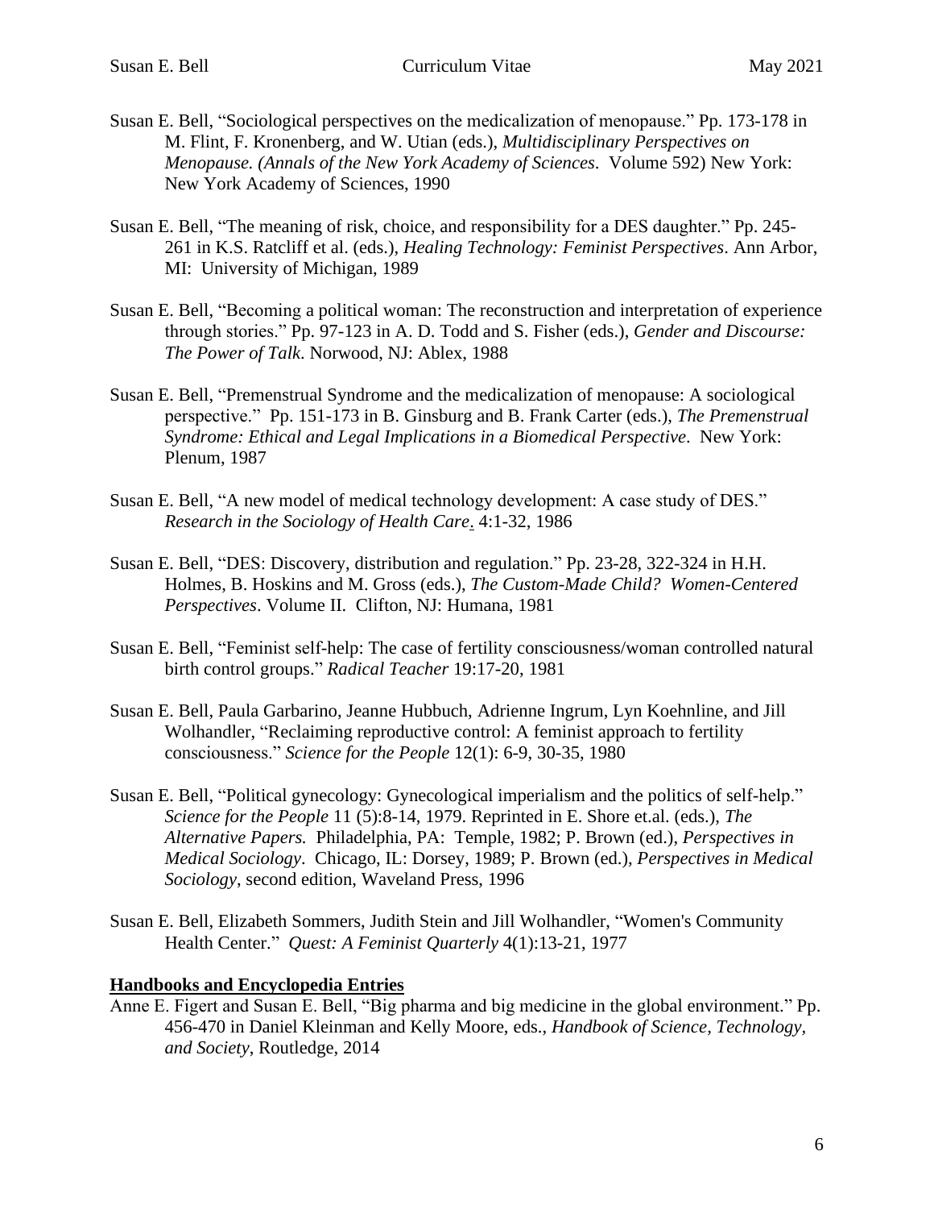Susan E. Bell, "Sociological perspectives on the medicalization of menopause." Pp. 173-178 in M. Flint, F. Kronenberg, and W. Utian (eds.), *Multidisciplinary Perspectives on Menopause. (Annals of the New York Academy of Sciences*. Volume 592) New York: New York Academy of Sciences, 1990

Susan E. Bell, "The meaning of risk, choice, and responsibility for a DES daughter." Pp. 245-261 in K.S. Ratcliff et al. (eds.), *Healing Technology: Feminist Perspectives*. Ann Arbor, MI: University of Michigan, 1989

Susan E. Bell, "Becoming a political woman: The reconstruction and interpretation of experience through stories." Pp. 97-123 in A. D. Todd and S. Fisher (eds.), *Gender and Discourse: The Power of Talk*. Norwood, NJ: Ablex, 1988

Susan E. Bell, "Premenstrual Syndrome and the medicalization of menopause: A sociological perspective." Pp. 151-173 in B. Ginsburg and B. Frank Carter (eds.), *The Premenstrual Syndrome: Ethical and Legal Implications in a Biomedical Perspective*. New York: Plenum, 1987

Susan E. Bell, "A new model of medical technology development: A case study of DES." *Research in the Sociology of Health Care*. 4:1-32, 1986

Susan E. Bell, "DES: Discovery, distribution and regulation." Pp. 23-28, 322-324 in H.H. Holmes, B. Hoskins and M. Gross (eds.), *The Custom-Made Child? Women-Centered Perspectives*. Volume II. Clifton, NJ: Humana, 1981

Susan E. Bell, "Feminist self-help: The case of fertility consciousness/woman controlled natural birth control groups." *Radical Teacher* 19:17-20, 1981

Susan E. Bell, Paula Garbarino, Jeanne Hubbuch, Adrienne Ingrum, Lyn Koehnline, and Jill Wolhandler, "Reclaiming reproductive control: A feminist approach to fertility consciousness." *Science for the People* 12(1): 6-9, 30-35, 1980

Susan E. Bell, "Political gynecology: Gynecological imperialism and the politics of self-help." *Science for the People* 11 (5):8-14, 1979. Reprinted in E. Shore et.al. (eds.), *The Alternative Papers.* Philadelphia, PA: Temple, 1982; P. Brown (ed.), *Perspectives in Medical Sociology*. Chicago, IL: Dorsey, 1989; P. Brown (ed.), *Perspectives in Medical Sociology*, second edition, Waveland Press, 1996

Susan E. Bell, Elizabeth Sommers, Judith Stein and Jill Wolhandler, "Women's Community Health Center." *Quest: A Feminist Quarterly* 4(1):13-21, 1977

## Handbooks and Encyclopedia Entries

Anne E. Figert and Susan E. Bell, "Big pharma and big medicine in the global environment." Pp. 456-470 in Daniel Kleinman and Kelly Moore, eds., *Handbook of Science, Technology, and Society*, Routledge, 2014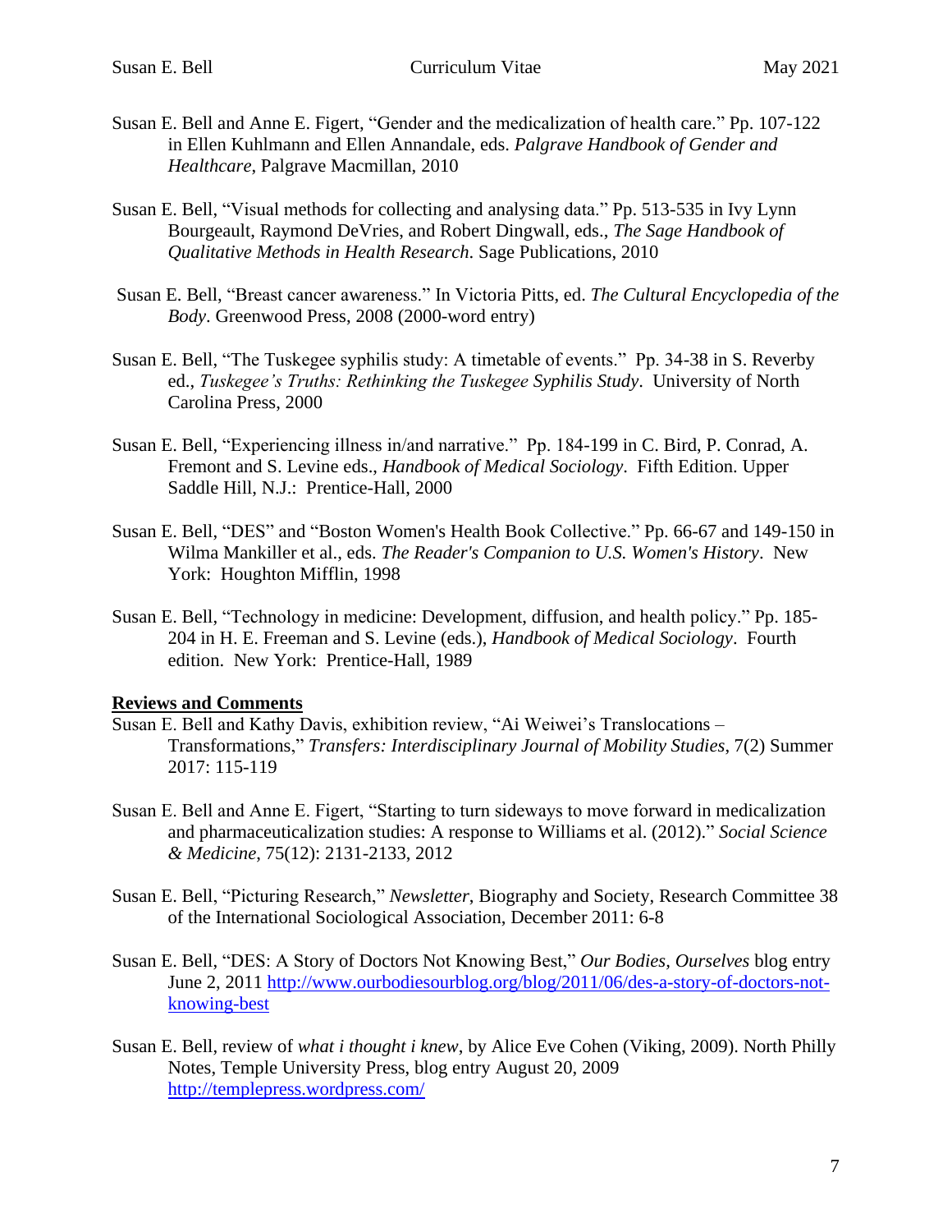Susan E. Bell and Anne E. Figert, "Gender and the medicalization of health care." Pp. 107-122 in Ellen Kuhlmann and Ellen Annandale, eds. *Palgrave Handbook of Gender and Healthcare*, Palgrave Macmillan, 2010

Susan E. Bell, "Visual methods for collecting and analysing data." Pp. 513-535 in Ivy Lynn Bourgeault, Raymond DeVries, and Robert Dingwall, eds., *The Sage Handbook of Qualitative Methods in Health Research.* Sage Publications, 2010

Susan E. Bell, "Breast cancer awareness." In Victoria Pitts, ed. *The Cultural Encyclopedia of the Body*. Greenwood Press, 2008 (2000-word entry)

Susan E. Bell, "The Tuskegee syphilis study: A timetable of events." Pp. 34-38 in S. Reverby ed., *Tuskegee's Truths: Rethinking the Tuskegee Syphilis Study*. University of North Carolina Press, 2000

Susan E. Bell, "Experiencing illness in/and narrative." Pp. 184-199 in C. Bird, P. Conrad, A. Fremont and S. Levine eds., *Handbook of Medical Sociology*. Fifth Edition. Upper Saddle Hill, N.J.: Prentice-Hall, 2000

Susan E. Bell, "DES" and "Boston Women's Health Book Collective." Pp. 66-67 and 149-150 in Wilma Mankiller et al., eds. *The Reader's Companion to U.S. Women's History*. New York: Houghton Mifflin, 1998

Susan E. Bell, "Technology in medicine: Development, diffusion, and health policy." Pp. 185-204 in H. E. Freeman and S. Levine (eds.), *Handbook of Medical Sociology*. Fourth edition. New York: Prentice-Hall, 1989

## Reviews and Comments

Susan E. Bell and Kathy Davis, exhibition review, "Ai Weiwei's Translocations – Transformations," *Transfers: Interdisciplinary Journal of Mobility Studies*, 7(2) Summer 2017: 115-119

Susan E. Bell and Anne E. Figert, "Starting to turn sideways to move forward in medicalization and pharmaceuticalization studies: A response to Williams et al. (2012)." *Social Science & Medicine*, 75(12): 2131-2133, 2012

Susan E. Bell, "Picturing Research," *Newsletter*, Biography and Society, Research Committee 38 of the International Sociological Association, December 2011: 6-8

Susan E. Bell, "DES: A Story of Doctors Not Knowing Best," *Our Bodies, Ourselves* blog entry June 2, 2011 http://www.ourbodiesourblog.org/blog/2011/06/des-a-story-of-doctors-not-knowing-best

Susan E. Bell, review of *what i thought i knew*, by Alice Eve Cohen (Viking, 2009). North Philly Notes, Temple University Press, blog entry August 20, 2009 http://templepress.wordpress.com/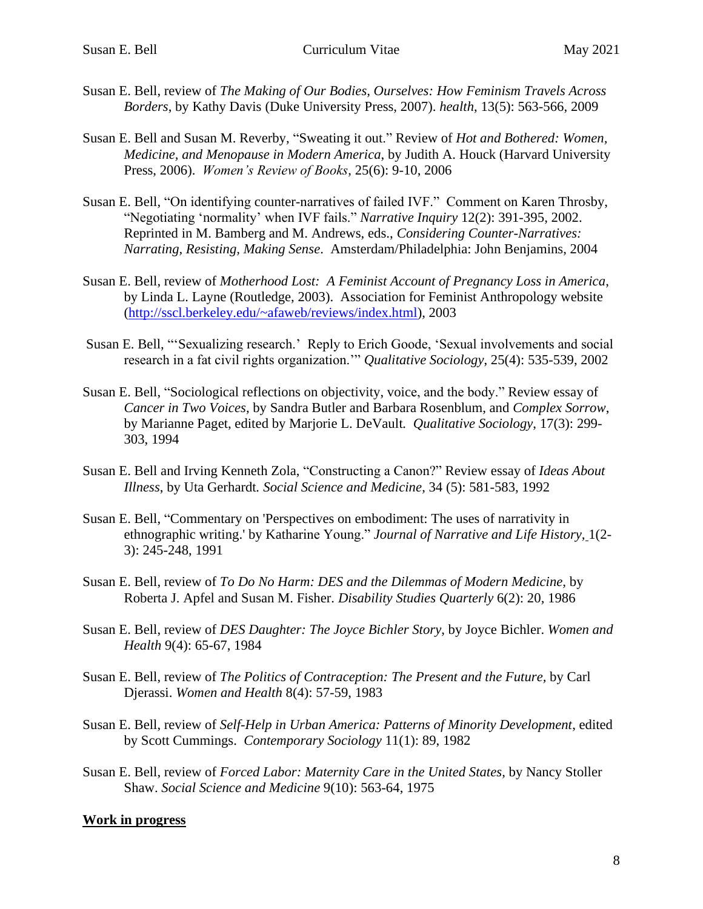Susan E. Bell, review of *The Making of Our Bodies, Ourselves: How Feminism Travels Across Borders*, by Kathy Davis (Duke University Press, 2007). *health*, 13(5): 563-566, 2009

Susan E. Bell and Susan M. Reverby, "Sweating it out." Review of *Hot and Bothered: Women, Medicine, and Menopause in Modern America*, by Judith A. Houck (Harvard University Press, 2006). *Women's Review of Books*, 25(6): 9-10, 2006

Susan E. Bell, "On identifying counter-narratives of failed IVF." Comment on Karen Throsby, "Negotiating 'normality' when IVF fails." *Narrative Inquiry* 12(2): 391-395, 2002. Reprinted in M. Bamberg and M. Andrews, eds., *Considering Counter-Narratives: Narrating, Resisting, Making Sense*. Amsterdam/Philadelphia: John Benjamins, 2004

Susan E. Bell, review of *Motherhood Lost: A Feminist Account of Pregnancy Loss in America*, by Linda L. Layne (Routledge, 2003). Association for Feminist Anthropology website (http://sscl.berkeley.edu/~afaweb/reviews/index.html), 2003

Susan E. Bell, "'Sexualizing research.' Reply to Erich Goode, 'Sexual involvements and social research in a fat civil rights organization.'" *Qualitative Sociology*, 25(4): 535-539, 2002

Susan E. Bell, "Sociological reflections on objectivity, voice, and the body." Review essay of *Cancer in Two Voices*, by Sandra Butler and Barbara Rosenblum, and *Complex Sorrow*, by Marianne Paget, edited by Marjorie L. DeVault. *Qualitative Sociology*, 17(3): 299-303, 1994

Susan E. Bell and Irving Kenneth Zola, "Constructing a Canon?" Review essay of *Ideas About Illness*, by Uta Gerhardt. *Social Science and Medicine*, 34 (5): 581-583, 1992

Susan E. Bell, "Commentary on 'Perspectives on embodiment: The uses of narrativity in ethnographic writing.' by Katharine Young." *Journal of Narrative and Life History*, 1(2-3): 245-248, 1991

Susan E. Bell, review of *To Do No Harm: DES and the Dilemmas of Modern Medicine*, by Roberta J. Apfel and Susan M. Fisher. *Disability Studies Quarterly* 6(2): 20, 1986

Susan E. Bell, review of *DES Daughter: The Joyce Bichler Story*, by Joyce Bichler. *Women and Health* 9(4): 65-67, 1984

Susan E. Bell, review of *The Politics of Contraception: The Present and the Future*, by Carl Djerassi. *Women and Health* 8(4): 57-59, 1983

Susan E. Bell, review of *Self-Help in Urban America: Patterns of Minority Development*, edited by Scott Cummings. *Contemporary Sociology* 11(1): 89, 1982

Susan E. Bell, review of *Forced Labor: Maternity Care in the United States*, by Nancy Stoller Shaw. *Social Science and Medicine* 9(10): 563-64, 1975

**Work in progress**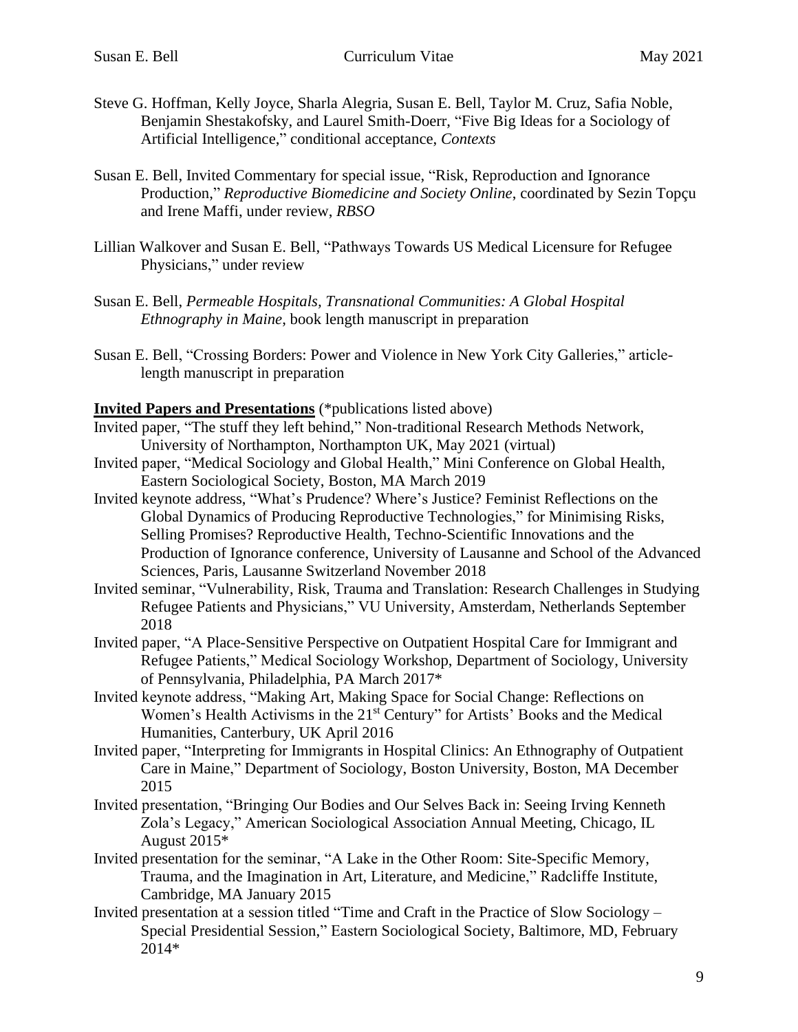Steve G. Hoffman, Kelly Joyce, Sharla Alegria, Susan E. Bell, Taylor M. Cruz, Safia Noble, Benjamin Shestakofsky, and Laurel Smith-Doerr, "Five Big Ideas for a Sociology of Artificial Intelligence," conditional acceptance, *Contexts*

Susan E. Bell, Invited Commentary for special issue, "Risk, Reproduction and Ignorance Production," *Reproductive Biomedicine and Society Online*, coordinated by Sezin Topçu and Irene Maffi, under review, *RBSO*

Lillian Walkover and Susan E. Bell, "Pathways Towards US Medical Licensure for Refugee Physicians," under review

Susan E. Bell, *Permeable Hospitals, Transnational Communities: A Global Hospital Ethnography in Maine*, book length manuscript in preparation

Susan E. Bell, "Crossing Borders: Power and Violence in New York City Galleries," article-length manuscript in preparation

**Invited Papers and Presentations** (*publications listed above)

Invited paper, "The stuff they left behind," Non-traditional Research Methods Network, University of Northampton, Northampton UK, May 2021 (virtual)

Invited paper, "Medical Sociology and Global Health," Mini Conference on Global Health, Eastern Sociological Society, Boston, MA March 2019

Invited keynote address, "What's Prudence? Where's Justice? Feminist Reflections on the Global Dynamics of Producing Reproductive Technologies," for Minimising Risks, Selling Promises? Reproductive Health, Techno-Scientific Innovations and the Production of Ignorance conference, University of Lausanne and School of the Advanced Sciences, Paris, Lausanne Switzerland November 2018

Invited seminar, "Vulnerability, Risk, Trauma and Translation: Research Challenges in Studying Refugee Patients and Physicians," VU University, Amsterdam, Netherlands September 2018

Invited paper, "A Place-Sensitive Perspective on Outpatient Hospital Care for Immigrant and Refugee Patients," Medical Sociology Workshop, Department of Sociology, University of Pennsylvania, Philadelphia, PA March 2017*

Invited keynote address, "Making Art, Making Space for Social Change: Reflections on Women's Health Activisms in the 21st Century" for Artists' Books and the Medical Humanities, Canterbury, UK April 2016

Invited paper, "Interpreting for Immigrants in Hospital Clinics: An Ethnography of Outpatient Care in Maine," Department of Sociology, Boston University, Boston, MA December 2015

Invited presentation, "Bringing Our Bodies and Our Selves Back in: Seeing Irving Kenneth Zola's Legacy," American Sociological Association Annual Meeting, Chicago, IL August 2015*

Invited presentation for the seminar, "A Lake in the Other Room: Site-Specific Memory, Trauma, and the Imagination in Art, Literature, and Medicine," Radcliffe Institute, Cambridge, MA January 2015

Invited presentation at a session titled "Time and Craft in the Practice of Slow Sociology – Special Presidential Session," Eastern Sociological Society, Baltimore, MD, February 2014*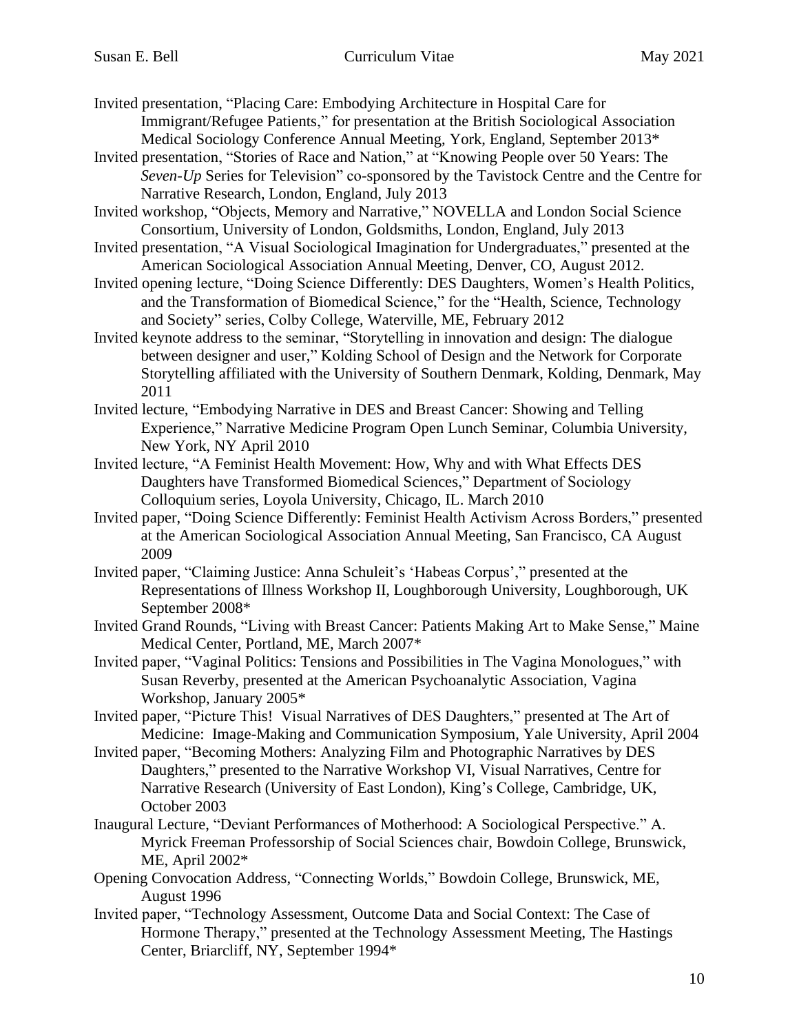Invited presentation, "Placing Care: Embodying Architecture in Hospital Care for Immigrant/Refugee Patients," for presentation at the British Sociological Association Medical Sociology Conference Annual Meeting, York, England, September 2013*

Invited presentation, "Stories of Race and Nation," at "Knowing People over 50 Years: The *Seven-Up* Series for Television" co-sponsored by the Tavistock Centre and the Centre for Narrative Research, London, England, July 2013

Invited workshop, "Objects, Memory and Narrative," NOVELLA and London Social Science Consortium, University of London, Goldsmiths, London, England, July 2013

Invited presentation, "A Visual Sociological Imagination for Undergraduates," presented at the American Sociological Association Annual Meeting, Denver, CO, August 2012.

Invited opening lecture, "Doing Science Differently: DES Daughters, Women's Health Politics, and the Transformation of Biomedical Science," for the "Health, Science, Technology and Society" series, Colby College, Waterville, ME, February 2012

Invited keynote address to the seminar, "Storytelling in innovation and design: The dialogue between designer and user," Kolding School of Design and the Network for Corporate Storytelling affiliated with the University of Southern Denmark, Kolding, Denmark, May 2011

Invited lecture, "Embodying Narrative in DES and Breast Cancer: Showing and Telling Experience," Narrative Medicine Program Open Lunch Seminar, Columbia University, New York, NY April 2010

Invited lecture, "A Feminist Health Movement: How, Why and with What Effects DES Daughters have Transformed Biomedical Sciences," Department of Sociology Colloquium series, Loyola University, Chicago, IL. March 2010

Invited paper, "Doing Science Differently: Feminist Health Activism Across Borders," presented at the American Sociological Association Annual Meeting, San Francisco, CA August 2009

Invited paper, "Claiming Justice: Anna Schuleit's 'Habeas Corpus'," presented at the Representations of Illness Workshop II, Loughborough University, Loughborough, UK September 2008*

Invited Grand Rounds, "Living with Breast Cancer: Patients Making Art to Make Sense," Maine Medical Center, Portland, ME, March 2007*

Invited paper, "Vaginal Politics: Tensions and Possibilities in The Vagina Monologues," with Susan Reverby, presented at the American Psychoanalytic Association, Vagina Workshop, January 2005*

Invited paper, "Picture This! Visual Narratives of DES Daughters," presented at The Art of Medicine: Image-Making and Communication Symposium, Yale University, April 2004

Invited paper, "Becoming Mothers: Analyzing Film and Photographic Narratives by DES Daughters," presented to the Narrative Workshop VI, Visual Narratives, Centre for Narrative Research (University of East London), King's College, Cambridge, UK, October 2003

Inaugural Lecture, "Deviant Performances of Motherhood: A Sociological Perspective." A. Myrick Freeman Professorship of Social Sciences chair, Bowdoin College, Brunswick, ME, April 2002*

Opening Convocation Address, "Connecting Worlds," Bowdoin College, Brunswick, ME, August 1996

Invited paper, "Technology Assessment, Outcome Data and Social Context: The Case of Hormone Therapy," presented at the Technology Assessment Meeting, The Hastings Center, Briarcliff, NY, September 1994*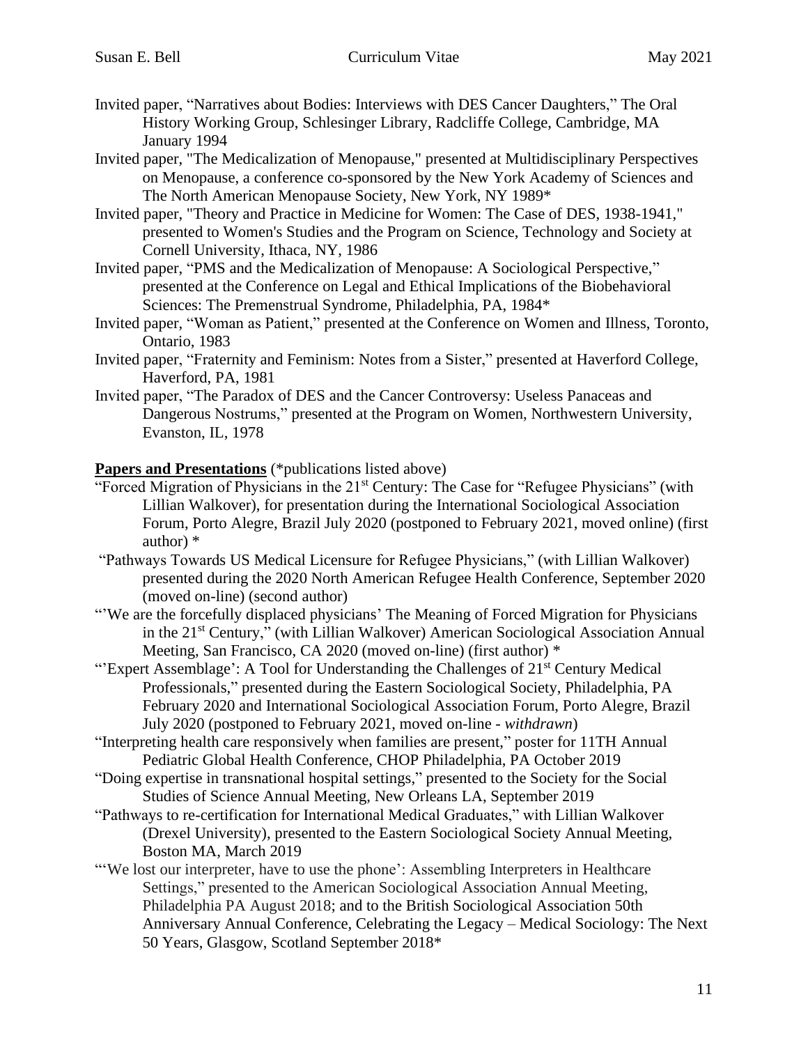Invited paper, "Narratives about Bodies: Interviews with DES Cancer Daughters," The Oral History Working Group, Schlesinger Library, Radcliffe College, Cambridge, MA January 1994

Invited paper, "The Medicalization of Menopause," presented at Multidisciplinary Perspectives on Menopause, a conference co-sponsored by the New York Academy of Sciences and The North American Menopause Society, New York, NY 1989*

Invited paper, "Theory and Practice in Medicine for Women: The Case of DES, 1938-1941," presented to Women's Studies and the Program on Science, Technology and Society at Cornell University, Ithaca, NY, 1986

Invited paper, "PMS and the Medicalization of Menopause: A Sociological Perspective," presented at the Conference on Legal and Ethical Implications of the Biobehavioral Sciences: The Premenstrual Syndrome, Philadelphia, PA, 1984*

Invited paper, "Woman as Patient," presented at the Conference on Women and Illness, Toronto, Ontario, 1983

Invited paper, "Fraternity and Feminism: Notes from a Sister," presented at Haverford College, Haverford, PA, 1981

Invited paper, "The Paradox of DES and the Cancer Controversy: Useless Panaceas and Dangerous Nostrums," presented at the Program on Women, Northwestern University, Evanston, IL, 1978

**Papers and Presentations** (*publications listed above)

"Forced Migration of Physicians in the 21st Century: The Case for "Refugee Physicians" (with Lillian Walkover), for presentation during the International Sociological Association Forum, Porto Alegre, Brazil July 2020 (postponed to February 2021, moved online) (first author) *

"Pathways Towards US Medical Licensure for Refugee Physicians," (with Lillian Walkover) presented during the 2020 North American Refugee Health Conference, September 2020 (moved on-line) (second author)

"'We are the forcefully displaced physicians' The Meaning of Forced Migration for Physicians in the 21st Century," (with Lillian Walkover) American Sociological Association Annual Meeting, San Francisco, CA 2020 (moved on-line) (first author) *

"'Expert Assemblage': A Tool for Understanding the Challenges of 21st Century Medical Professionals," presented during the Eastern Sociological Society, Philadelphia, PA February 2020 and International Sociological Association Forum, Porto Alegre, Brazil July 2020 (postponed to February 2021, moved on-line - *withdrawn*)

"Interpreting health care responsively when families are present," poster for 11TH Annual Pediatric Global Health Conference, CHOP Philadelphia, PA October 2019

"Doing expertise in transnational hospital settings," presented to the Society for the Social Studies of Science Annual Meeting, New Orleans LA, September 2019

"Pathways to re-certification for International Medical Graduates," with Lillian Walkover (Drexel University), presented to the Eastern Sociological Society Annual Meeting, Boston MA, March 2019

"'We lost our interpreter, have to use the phone': Assembling Interpreters in Healthcare Settings," presented to the American Sociological Association Annual Meeting, Philadelphia PA August 2018; and to the British Sociological Association 50th Anniversary Annual Conference, Celebrating the Legacy – Medical Sociology: The Next 50 Years, Glasgow, Scotland September 2018*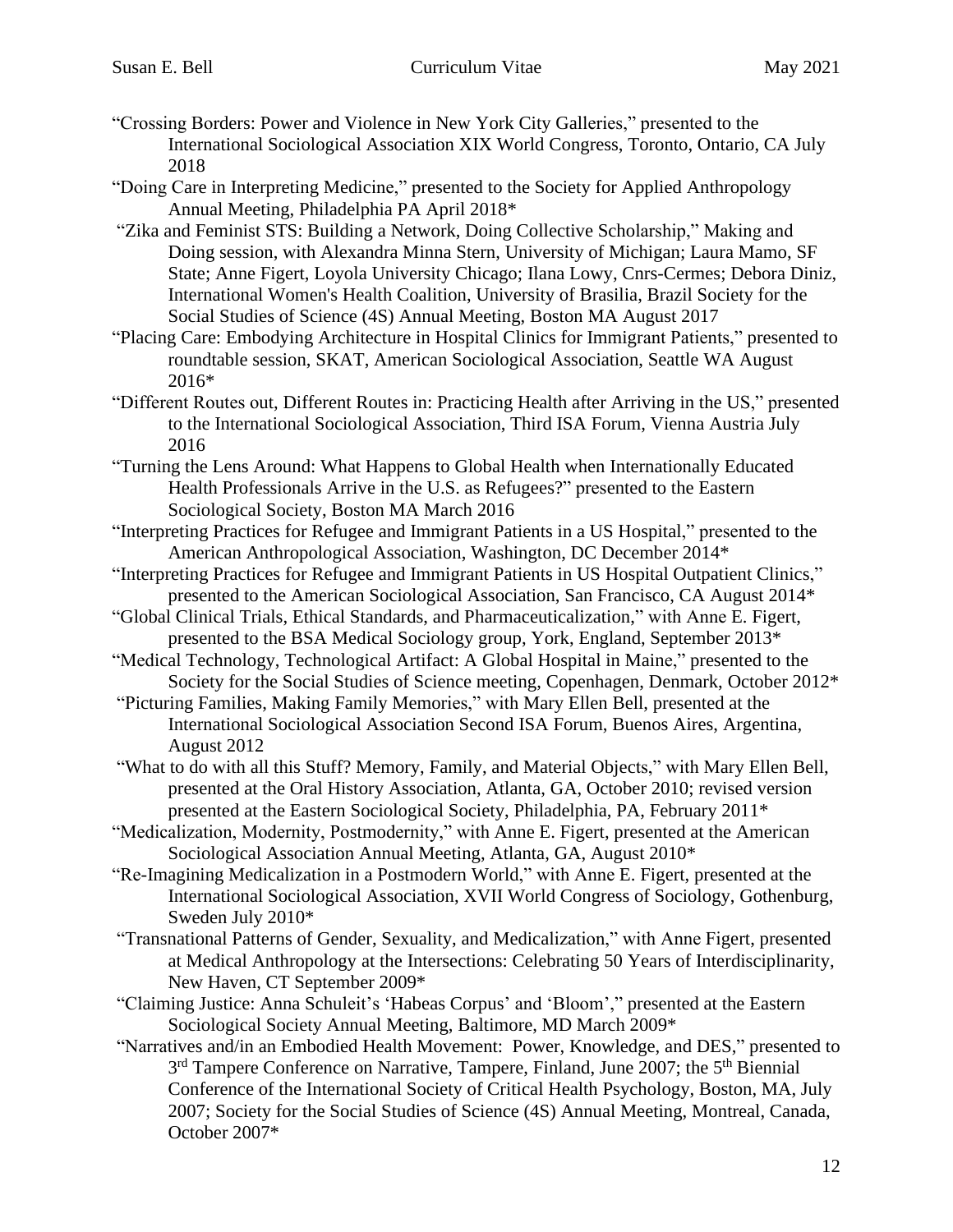"Crossing Borders: Power and Violence in New York City Galleries," presented to the International Sociological Association XIX World Congress, Toronto, Ontario, CA July 2018

"Doing Care in Interpreting Medicine," presented to the Society for Applied Anthropology Annual Meeting, Philadelphia PA April 2018*

"Zika and Feminist STS: Building a Network, Doing Collective Scholarship," Making and Doing session, with Alexandra Minna Stern, University of Michigan; Laura Mamo, SF State; Anne Figert, Loyola University Chicago; Ilana Lowy, Cnrs-Cermes; Debora Diniz, International Women's Health Coalition, University of Brasilia, Brazil Society for the Social Studies of Science (4S) Annual Meeting, Boston MA August 2017

"Placing Care: Embodying Architecture in Hospital Clinics for Immigrant Patients," presented to roundtable session, SKAT, American Sociological Association, Seattle WA August 2016*

"Different Routes out, Different Routes in: Practicing Health after Arriving in the US," presented to the International Sociological Association, Third ISA Forum, Vienna Austria July 2016

"Turning the Lens Around: What Happens to Global Health when Internationally Educated Health Professionals Arrive in the U.S. as Refugees?" presented to the Eastern Sociological Society, Boston MA March 2016

"Interpreting Practices for Refugee and Immigrant Patients in a US Hospital," presented to the American Anthropological Association, Washington, DC December 2014*

"Interpreting Practices for Refugee and Immigrant Patients in US Hospital Outpatient Clinics," presented to the American Sociological Association, San Francisco, CA August 2014*

"Global Clinical Trials, Ethical Standards, and Pharmaceuticalization," with Anne E. Figert, presented to the BSA Medical Sociology group, York, England, September 2013*

"Medical Technology, Technological Artifact: A Global Hospital in Maine," presented to the Society for the Social Studies of Science meeting, Copenhagen, Denmark, October 2012*

"Picturing Families, Making Family Memories," with Mary Ellen Bell, presented at the International Sociological Association Second ISA Forum, Buenos Aires, Argentina, August 2012

"What to do with all this Stuff? Memory, Family, and Material Objects," with Mary Ellen Bell, presented at the Oral History Association, Atlanta, GA, October 2010; revised version presented at the Eastern Sociological Society, Philadelphia, PA, February 2011*

"Medicalization, Modernity, Postmodernity," with Anne E. Figert, presented at the American Sociological Association Annual Meeting, Atlanta, GA, August 2010*

"Re-Imagining Medicalization in a Postmodern World," with Anne E. Figert, presented at the International Sociological Association, XVII World Congress of Sociology, Gothenburg, Sweden July 2010*

"Transnational Patterns of Gender, Sexuality, and Medicalization," with Anne Figert, presented at Medical Anthropology at the Intersections: Celebrating 50 Years of Interdisciplinarity, New Haven, CT September 2009*

"Claiming Justice: Anna Schuleit's 'Habeas Corpus' and 'Bloom'," presented at the Eastern Sociological Society Annual Meeting, Baltimore, MD March 2009*

"Narratives and/in an Embodied Health Movement: Power, Knowledge, and DES," presented to 3rd Tampere Conference on Narrative, Tampere, Finland, June 2007; the 5th Biennial Conference of the International Society of Critical Health Psychology, Boston, MA, July 2007; Society for the Social Studies of Science (4S) Annual Meeting, Montreal, Canada, October 2007*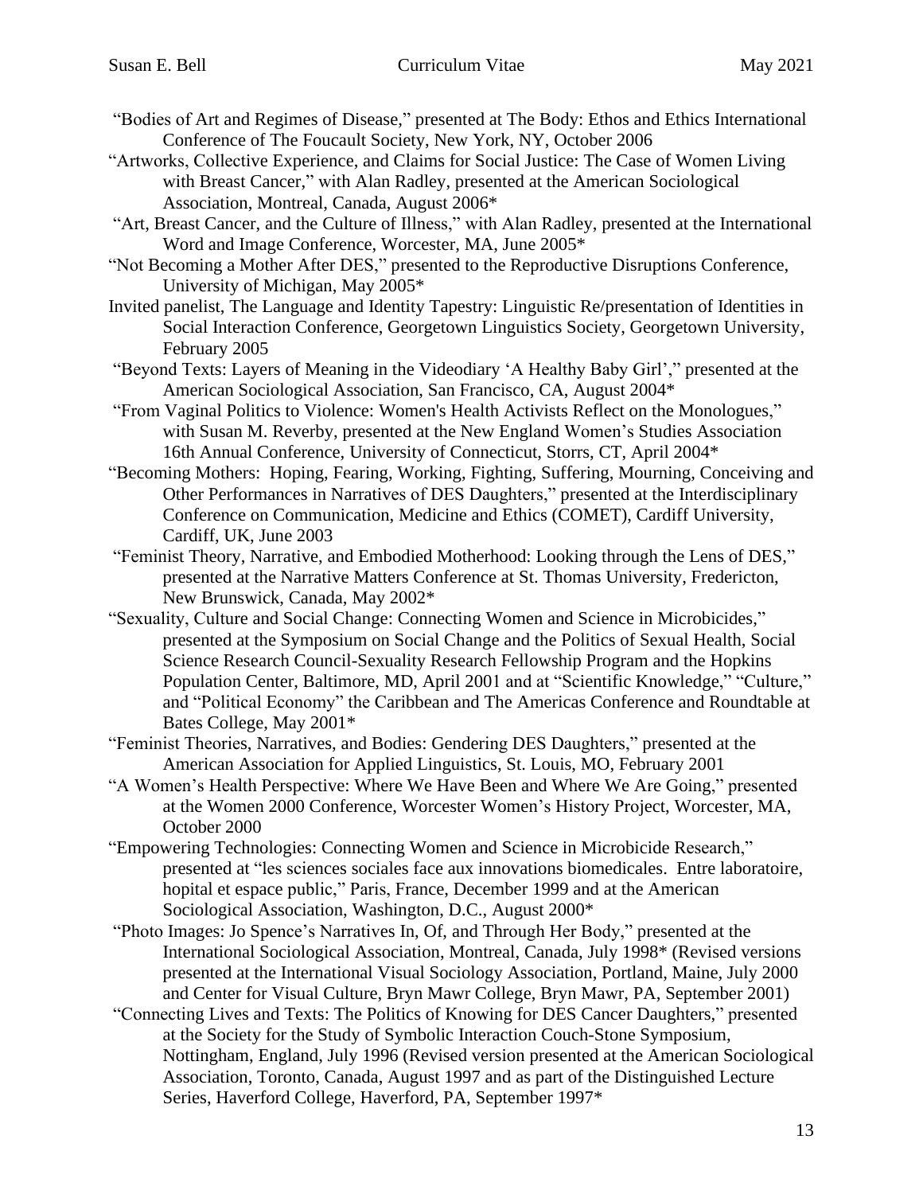"Bodies of Art and Regimes of Disease," presented at The Body: Ethos and Ethics International Conference of The Foucault Society, New York, NY, October 2006

"Artworks, Collective Experience, and Claims for Social Justice: The Case of Women Living with Breast Cancer," with Alan Radley, presented at the American Sociological Association, Montreal, Canada, August 2006*

"Art, Breast Cancer, and the Culture of Illness," with Alan Radley, presented at the International Word and Image Conference, Worcester, MA, June 2005*

"Not Becoming a Mother After DES," presented to the Reproductive Disruptions Conference, University of Michigan, May 2005*

Invited panelist, The Language and Identity Tapestry: Linguistic Re/presentation of Identities in Social Interaction Conference, Georgetown Linguistics Society, Georgetown University, February 2005

"Beyond Texts: Layers of Meaning in the Videodiary 'A Healthy Baby Girl'," presented at the American Sociological Association, San Francisco, CA, August 2004*

"From Vaginal Politics to Violence: Women's Health Activists Reflect on the Monologues," with Susan M. Reverby, presented at the New England Women's Studies Association 16th Annual Conference, University of Connecticut, Storrs, CT, April 2004*

"Becoming Mothers: Hoping, Fearing, Working, Fighting, Suffering, Mourning, Conceiving and Other Performances in Narratives of DES Daughters," presented at the Interdisciplinary Conference on Communication, Medicine and Ethics (COMET), Cardiff University, Cardiff, UK, June 2003

"Feminist Theory, Narrative, and Embodied Motherhood: Looking through the Lens of DES," presented at the Narrative Matters Conference at St. Thomas University, Fredericton, New Brunswick, Canada, May 2002*

"Sexuality, Culture and Social Change: Connecting Women and Science in Microbicides," presented at the Symposium on Social Change and the Politics of Sexual Health, Social Science Research Council-Sexuality Research Fellowship Program and the Hopkins Population Center, Baltimore, MD, April 2001 and at "Scientific Knowledge," "Culture," and "Political Economy" the Caribbean and The Americas Conference and Roundtable at Bates College, May 2001*

"Feminist Theories, Narratives, and Bodies: Gendering DES Daughters," presented at the American Association for Applied Linguistics, St. Louis, MO, February 2001

"A Women's Health Perspective: Where We Have Been and Where We Are Going," presented at the Women 2000 Conference, Worcester Women's History Project, Worcester, MA, October 2000

"Empowering Technologies: Connecting Women and Science in Microbicide Research," presented at "les sciences sociales face aux innovations biomedicales. Entre laboratoire, hopital et espace public," Paris, France, December 1999 and at the American Sociological Association, Washington, D.C., August 2000*

"Photo Images: Jo Spence's Narratives In, Of, and Through Her Body," presented at the International Sociological Association, Montreal, Canada, July 1998* (Revised versions presented at the International Visual Sociology Association, Portland, Maine, July 2000 and Center for Visual Culture, Bryn Mawr College, Bryn Mawr, PA, September 2001)

"Connecting Lives and Texts: The Politics of Knowing for DES Cancer Daughters," presented at the Society for the Study of Symbolic Interaction Couch-Stone Symposium, Nottingham, England, July 1996 (Revised version presented at the American Sociological Association, Toronto, Canada, August 1997 and as part of the Distinguished Lecture Series, Haverford College, Haverford, PA, September 1997*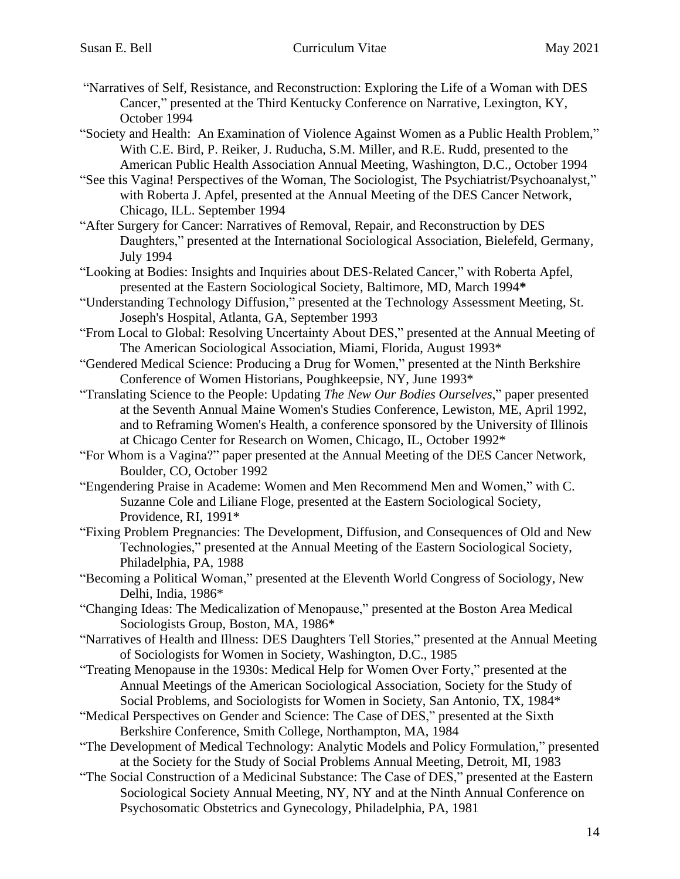"Narratives of Self, Resistance, and Reconstruction: Exploring the Life of a Woman with DES Cancer," presented at the Third Kentucky Conference on Narrative, Lexington, KY, October 1994

"Society and Health: An Examination of Violence Against Women as a Public Health Problem," With C.E. Bird, P. Reiker, J. Ruducha, S.M. Miller, and R.E. Rudd, presented to the American Public Health Association Annual Meeting, Washington, D.C., October 1994

"See this Vagina! Perspectives of the Woman, The Sociologist, The Psychiatrist/Psychoanalyst," with Roberta J. Apfel, presented at the Annual Meeting of the DES Cancer Network, Chicago, ILL. September 1994

"After Surgery for Cancer: Narratives of Removal, Repair, and Reconstruction by DES Daughters," presented at the International Sociological Association, Bielefeld, Germany, July 1994

"Looking at Bodies: Insights and Inquiries about DES-Related Cancer," with Roberta Apfel, presented at the Eastern Sociological Society, Baltimore, MD, March 1994**\***

"Understanding Technology Diffusion," presented at the Technology Assessment Meeting, St. Joseph's Hospital, Atlanta, GA, September 1993

"From Local to Global: Resolving Uncertainty About DES," presented at the Annual Meeting of The American Sociological Association, Miami, Florida, August 1993*

"Gendered Medical Science: Producing a Drug for Women," presented at the Ninth Berkshire Conference of Women Historians, Poughkeepsie, NY, June 1993*

"Translating Science to the People: Updating *The New Our Bodies Ourselves*," paper presented at the Seventh Annual Maine Women's Studies Conference, Lewiston, ME, April 1992, and to Reframing Women's Health, a conference sponsored by the University of Illinois at Chicago Center for Research on Women, Chicago, IL, October 1992*

"For Whom is a Vagina?" paper presented at the Annual Meeting of the DES Cancer Network, Boulder, CO, October 1992

"Engendering Praise in Academe: Women and Men Recommend Men and Women," with C. Suzanne Cole and Liliane Floge, presented at the Eastern Sociological Society, Providence, RI, 1991*

"Fixing Problem Pregnancies: The Development, Diffusion, and Consequences of Old and New Technologies," presented at the Annual Meeting of the Eastern Sociological Society, Philadelphia, PA, 1988

"Becoming a Political Woman," presented at the Eleventh World Congress of Sociology, New Delhi, India, 1986*

"Changing Ideas: The Medicalization of Menopause," presented at the Boston Area Medical Sociologists Group, Boston, MA, 1986*

"Narratives of Health and Illness: DES Daughters Tell Stories," presented at the Annual Meeting of Sociologists for Women in Society, Washington, D.C., 1985

"Treating Menopause in the 1930s: Medical Help for Women Over Forty," presented at the Annual Meetings of the American Sociological Association, Society for the Study of Social Problems, and Sociologists for Women in Society, San Antonio, TX, 1984*

"Medical Perspectives on Gender and Science: The Case of DES," presented at the Sixth Berkshire Conference, Smith College, Northampton, MA, 1984

"The Development of Medical Technology: Analytic Models and Policy Formulation," presented at the Society for the Study of Social Problems Annual Meeting, Detroit, MI, 1983

"The Social Construction of a Medicinal Substance: The Case of DES," presented at the Eastern Sociological Society Annual Meeting, NY, NY and at the Ninth Annual Conference on Psychosomatic Obstetrics and Gynecology, Philadelphia, PA, 1981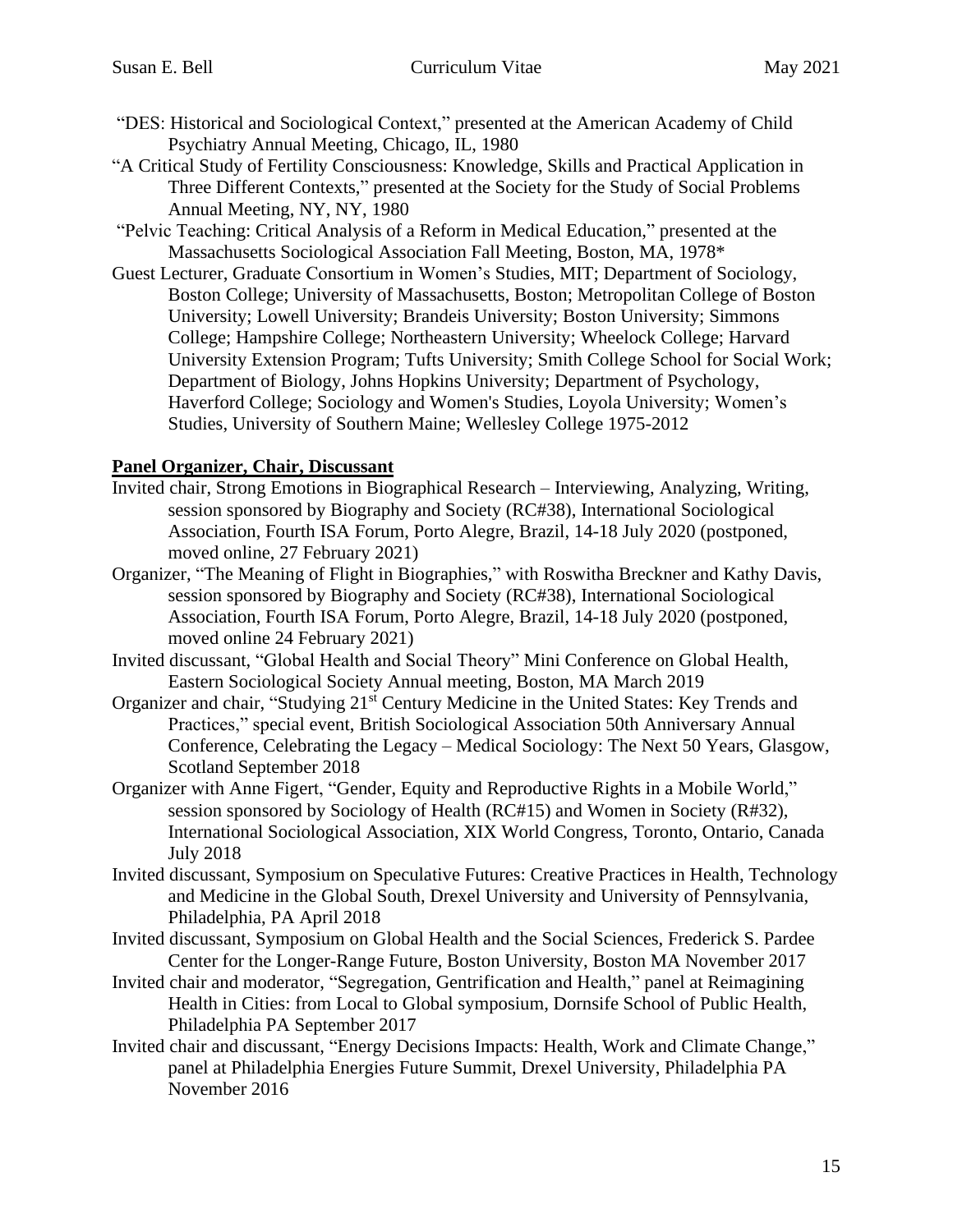"DES: Historical and Sociological Context," presented at the American Academy of Child Psychiatry Annual Meeting, Chicago, IL, 1980

"A Critical Study of Fertility Consciousness: Knowledge, Skills and Practical Application in Three Different Contexts," presented at the Society for the Study of Social Problems Annual Meeting, NY, NY, 1980

"Pelvic Teaching: Critical Analysis of a Reform in Medical Education," presented at the Massachusetts Sociological Association Fall Meeting, Boston, MA, 1978*

Guest Lecturer, Graduate Consortium in Women's Studies, MIT; Department of Sociology, Boston College; University of Massachusetts, Boston; Metropolitan College of Boston University; Lowell University; Brandeis University; Boston University; Simmons College; Hampshire College; Northeastern University; Wheelock College; Harvard University Extension Program; Tufts University; Smith College School for Social Work; Department of Biology, Johns Hopkins University; Department of Psychology, Haverford College; Sociology and Women's Studies, Loyola University; Women's Studies, University of Southern Maine; Wellesley College 1975-2012

## Panel Organizer, Chair, Discussant

Invited chair, Strong Emotions in Biographical Research – Interviewing, Analyzing, Writing, session sponsored by Biography and Society (RC#38), International Sociological Association, Fourth ISA Forum, Porto Alegre, Brazil, 14-18 July 2020 (postponed, moved online, 27 February 2021)

Organizer, "The Meaning of Flight in Biographies," with Roswitha Breckner and Kathy Davis, session sponsored by Biography and Society (RC#38), International Sociological Association, Fourth ISA Forum, Porto Alegre, Brazil, 14-18 July 2020 (postponed, moved online 24 February 2021)

Invited discussant, "Global Health and Social Theory" Mini Conference on Global Health, Eastern Sociological Society Annual meeting, Boston, MA March 2019

Organizer and chair, "Studying 21st Century Medicine in the United States: Key Trends and Practices," special event, British Sociological Association 50th Anniversary Annual Conference, Celebrating the Legacy – Medical Sociology: The Next 50 Years, Glasgow, Scotland September 2018

Organizer with Anne Figert, "Gender, Equity and Reproductive Rights in a Mobile World," session sponsored by Sociology of Health (RC#15) and Women in Society (R#32), International Sociological Association, XIX World Congress, Toronto, Ontario, Canada July 2018

Invited discussant, Symposium on Speculative Futures: Creative Practices in Health, Technology and Medicine in the Global South, Drexel University and University of Pennsylvania, Philadelphia, PA April 2018

Invited discussant, Symposium on Global Health and the Social Sciences, Frederick S. Pardee Center for the Longer-Range Future, Boston University, Boston MA November 2017

Invited chair and moderator, "Segregation, Gentrification and Health," panel at Reimagining Health in Cities: from Local to Global symposium, Dornsife School of Public Health, Philadelphia PA September 2017

Invited chair and discussant, "Energy Decisions Impacts: Health, Work and Climate Change," panel at Philadelphia Energies Future Summit, Drexel University, Philadelphia PA November 2016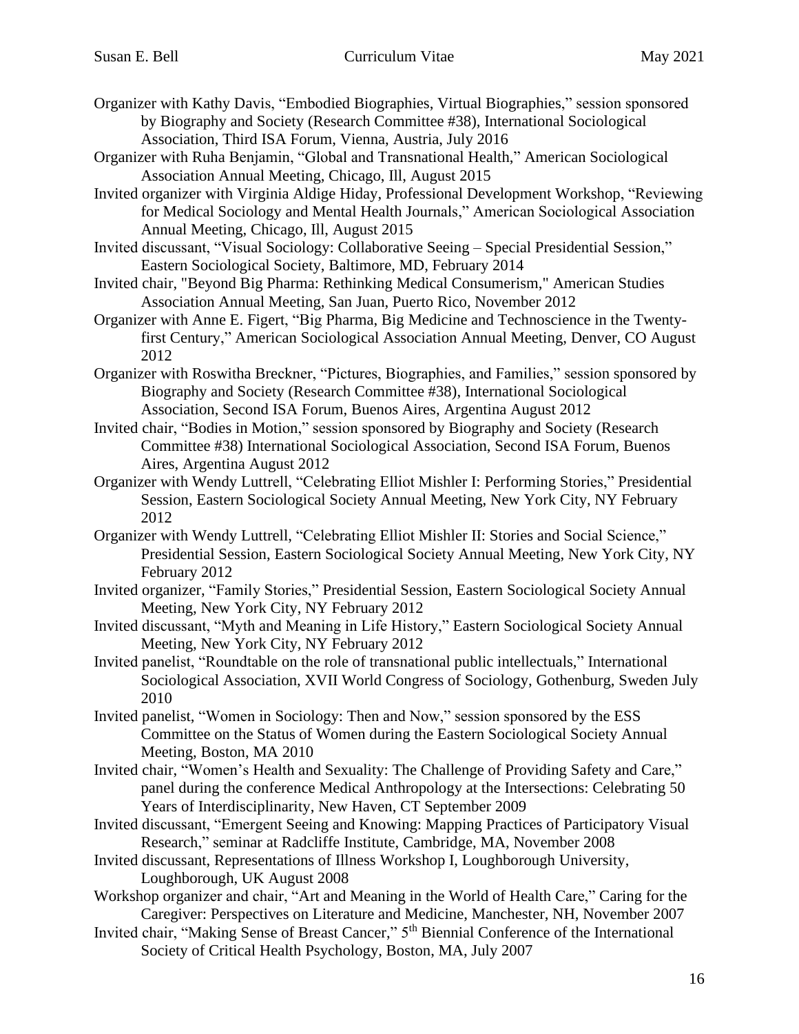Organizer with Kathy Davis, "Embodied Biographies, Virtual Biographies," session sponsored by Biography and Society (Research Committee #38), International Sociological Association, Third ISA Forum, Vienna, Austria, July 2016

Organizer with Ruha Benjamin, "Global and Transnational Health," American Sociological Association Annual Meeting, Chicago, Ill, August 2015

Invited organizer with Virginia Aldige Hiday, Professional Development Workshop, "Reviewing for Medical Sociology and Mental Health Journals," American Sociological Association Annual Meeting, Chicago, Ill, August 2015

Invited discussant, "Visual Sociology: Collaborative Seeing – Special Presidential Session," Eastern Sociological Society, Baltimore, MD, February 2014

Invited chair, "Beyond Big Pharma: Rethinking Medical Consumerism," American Studies Association Annual Meeting, San Juan, Puerto Rico, November 2012

Organizer with Anne E. Figert, "Big Pharma, Big Medicine and Technoscience in the Twenty-first Century," American Sociological Association Annual Meeting, Denver, CO August 2012

Organizer with Roswitha Breckner, "Pictures, Biographies, and Families," session sponsored by Biography and Society (Research Committee #38), International Sociological Association, Second ISA Forum, Buenos Aires, Argentina August 2012

Invited chair, "Bodies in Motion," session sponsored by Biography and Society (Research Committee #38) International Sociological Association, Second ISA Forum, Buenos Aires, Argentina August 2012

Organizer with Wendy Luttrell, "Celebrating Elliot Mishler I: Performing Stories," Presidential Session, Eastern Sociological Society Annual Meeting, New York City, NY February 2012

Organizer with Wendy Luttrell, "Celebrating Elliot Mishler II: Stories and Social Science," Presidential Session, Eastern Sociological Society Annual Meeting, New York City, NY February 2012

Invited organizer, "Family Stories," Presidential Session, Eastern Sociological Society Annual Meeting, New York City, NY February 2012

Invited discussant, "Myth and Meaning in Life History," Eastern Sociological Society Annual Meeting, New York City, NY February 2012

Invited panelist, "Roundtable on the role of transnational public intellectuals," International Sociological Association, XVII World Congress of Sociology, Gothenburg, Sweden July 2010

Invited panelist, "Women in Sociology: Then and Now," session sponsored by the ESS Committee on the Status of Women during the Eastern Sociological Society Annual Meeting, Boston, MA 2010

Invited chair, "Women's Health and Sexuality: The Challenge of Providing Safety and Care," panel during the conference Medical Anthropology at the Intersections: Celebrating 50 Years of Interdisciplinarity, New Haven, CT September 2009

Invited discussant, "Emergent Seeing and Knowing: Mapping Practices of Participatory Visual Research," seminar at Radcliffe Institute, Cambridge, MA, November 2008

Invited discussant, Representations of Illness Workshop I, Loughborough University, Loughborough, UK August 2008

Workshop organizer and chair, "Art and Meaning in the World of Health Care," Caring for the Caregiver: Perspectives on Literature and Medicine, Manchester, NH, November 2007

Invited chair, "Making Sense of Breast Cancer," 5th Biennial Conference of the International Society of Critical Health Psychology, Boston, MA, July 2007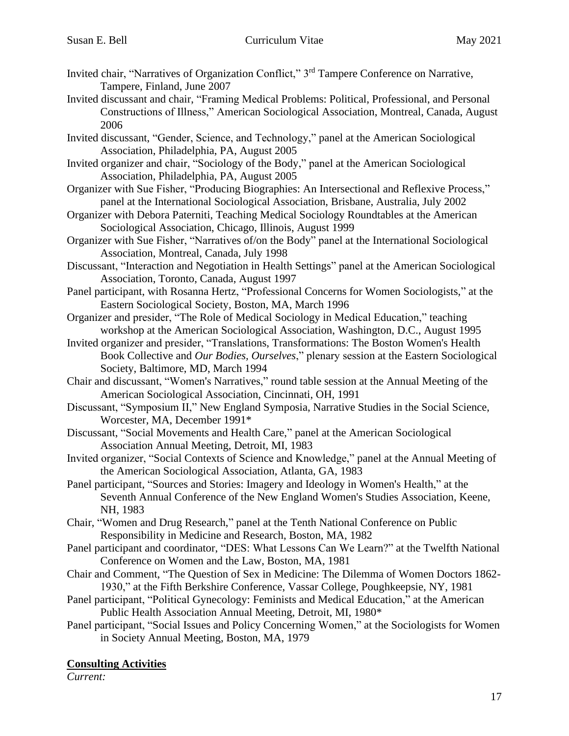Invited chair, "Narratives of Organization Conflict," 3rd Tampere Conference on Narrative, Tampere, Finland, June 2007

Invited discussant and chair, "Framing Medical Problems: Political, Professional, and Personal Constructions of Illness," American Sociological Association, Montreal, Canada, August 2006

Invited discussant, "Gender, Science, and Technology," panel at the American Sociological Association, Philadelphia, PA, August 2005

Invited organizer and chair, "Sociology of the Body," panel at the American Sociological Association, Philadelphia, PA, August 2005

Organizer with Sue Fisher, "Producing Biographies: An Intersectional and Reflexive Process," panel at the International Sociological Association, Brisbane, Australia, July 2002

Organizer with Debora Paterniti, Teaching Medical Sociology Roundtables at the American Sociological Association, Chicago, Illinois, August 1999

Organizer with Sue Fisher, "Narratives of/on the Body" panel at the International Sociological Association, Montreal, Canada, July 1998

Discussant, "Interaction and Negotiation in Health Settings" panel at the American Sociological Association, Toronto, Canada, August 1997

Panel participant, with Rosanna Hertz, "Professional Concerns for Women Sociologists," at the Eastern Sociological Society, Boston, MA, March 1996

Organizer and presider, "The Role of Medical Sociology in Medical Education," teaching workshop at the American Sociological Association, Washington, D.C., August 1995

Invited organizer and presider, "Translations, Transformations: The Boston Women's Health Book Collective and *Our Bodies, Ourselves*," plenary session at the Eastern Sociological Society, Baltimore, MD, March 1994

Chair and discussant, "Women's Narratives," round table session at the Annual Meeting of the American Sociological Association, Cincinnati, OH, 1991

Discussant, "Symposium II," New England Symposia, Narrative Studies in the Social Science, Worcester, MA, December 1991*

Discussant, "Social Movements and Health Care," panel at the American Sociological Association Annual Meeting, Detroit, MI, 1983

Invited organizer, "Social Contexts of Science and Knowledge," panel at the Annual Meeting of the American Sociological Association, Atlanta, GA, 1983

Panel participant, "Sources and Stories: Imagery and Ideology in Women's Health," at the Seventh Annual Conference of the New England Women's Studies Association, Keene, NH, 1983

Chair, "Women and Drug Research," panel at the Tenth National Conference on Public Responsibility in Medicine and Research, Boston, MA, 1982

Panel participant and coordinator, "DES: What Lessons Can We Learn?" at the Twelfth National Conference on Women and the Law, Boston, MA, 1981

Chair and Comment, "The Question of Sex in Medicine: The Dilemma of Women Doctors 1862-1930," at the Fifth Berkshire Conference, Vassar College, Poughkeepsie, NY, 1981

Panel participant, "Political Gynecology: Feminists and Medical Education," at the American Public Health Association Annual Meeting, Detroit, MI, 1980*

Panel participant, "Social Issues and Policy Concerning Women," at the Sociologists for Women in Society Annual Meeting, Boston, MA, 1979

**Consulting Activities**

*Current:*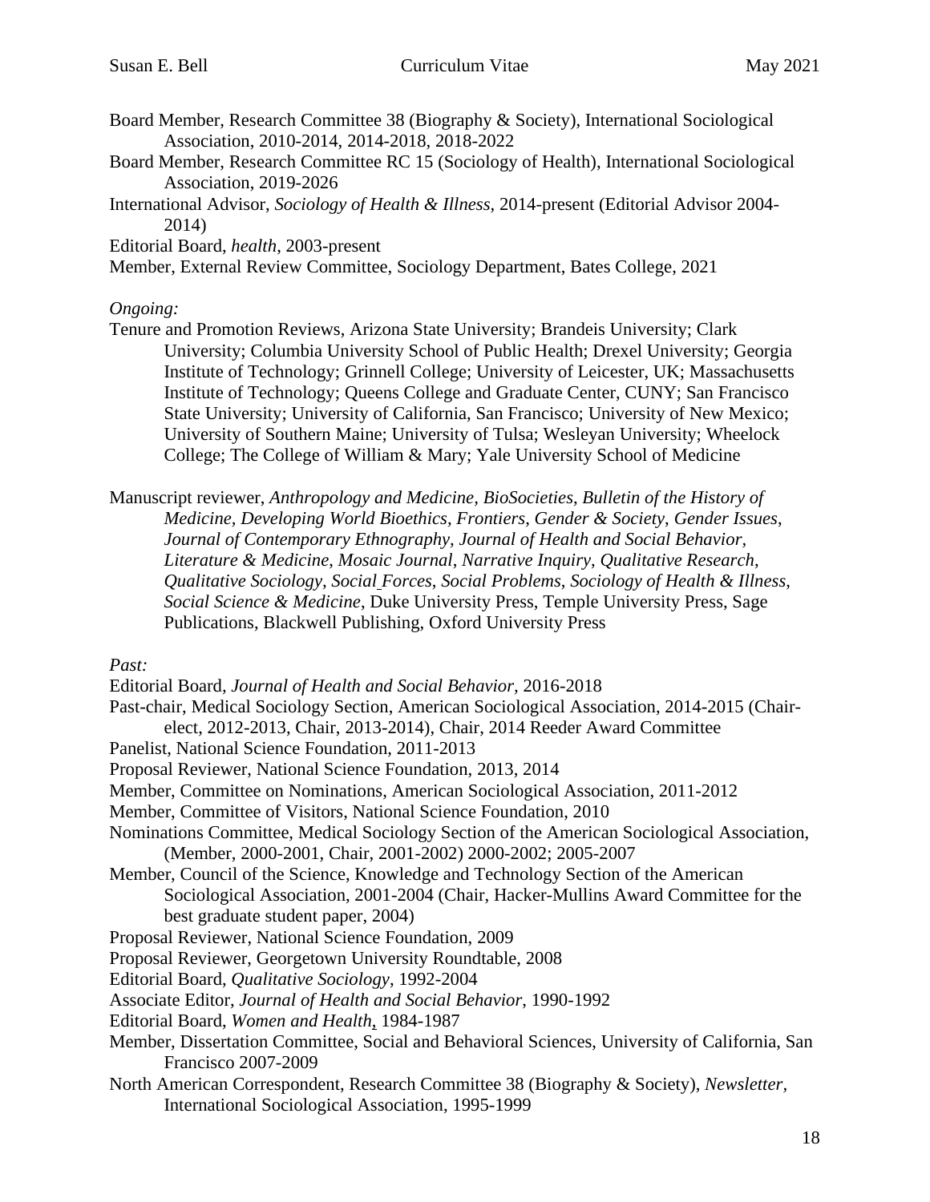Board Member, Research Committee 38 (Biography & Society), International Sociological Association, 2010-2014, 2014-2018, 2018-2022

Board Member, Research Committee RC 15 (Sociology of Health), International Sociological Association, 2019-2026

International Advisor, *Sociology of Health & Illness*, 2014-present (Editorial Advisor 2004-2014)

Editorial Board, *health*, 2003-present

Member, External Review Committee, Sociology Department, Bates College, 2021

*Ongoing:*

Tenure and Promotion Reviews, Arizona State University; Brandeis University; Clark University; Columbia University School of Public Health; Drexel University; Georgia Institute of Technology; Grinnell College; University of Leicester, UK; Massachusetts Institute of Technology; Queens College and Graduate Center, CUNY; San Francisco State University; University of California, San Francisco; University of New Mexico; University of Southern Maine; University of Tulsa; Wesleyan University; Wheelock College; The College of William & Mary; Yale University School of Medicine

Manuscript reviewer, *Anthropology and Medicine*, *BioSocieties*, *Bulletin of the History of Medicine*, *Developing World Bioethics*, *Frontiers*, *Gender & Society*, *Gender Issues*, *Journal of Contemporary Ethnography*, *Journal of Health and Social Behavior*, *Literature & Medicine*, *Mosaic Journal*, *Narrative Inquiry*, *Qualitative Research*, *Qualitative Sociology*, *Social Forces*, *Social Problems*, *Sociology of Health & Illness*, *Social Science & Medicine*, Duke University Press, Temple University Press, Sage Publications, Blackwell Publishing, Oxford University Press

*Past:*

Editorial Board, *Journal of Health and Social Behavior*, 2016-2018

Past-chair, Medical Sociology Section, American Sociological Association, 2014-2015 (Chair-elect, 2012-2013, Chair, 2013-2014), Chair, 2014 Reeder Award Committee

Panelist, National Science Foundation, 2011-2013

Proposal Reviewer, National Science Foundation, 2013, 2014

Member, Committee on Nominations, American Sociological Association, 2011-2012

Member, Committee of Visitors, National Science Foundation, 2010

Nominations Committee, Medical Sociology Section of the American Sociological Association, (Member, 2000-2001, Chair, 2001-2002) 2000-2002; 2005-2007

Member, Council of the Science, Knowledge and Technology Section of the American Sociological Association, 2001-2004 (Chair, Hacker-Mullins Award Committee for the best graduate student paper, 2004)

Proposal Reviewer, National Science Foundation, 2009

Proposal Reviewer, Georgetown University Roundtable, 2008

Editorial Board, *Qualitative Sociology*, 1992-2004

Associate Editor, *Journal of Health and Social Behavior*, 1990-1992

Editorial Board, *Women and Health*, 1984-1987

Member, Dissertation Committee, Social and Behavioral Sciences, University of California, San Francisco 2007-2009

North American Correspondent, Research Committee 38 (Biography & Society), *Newsletter*, International Sociological Association, 1995-1999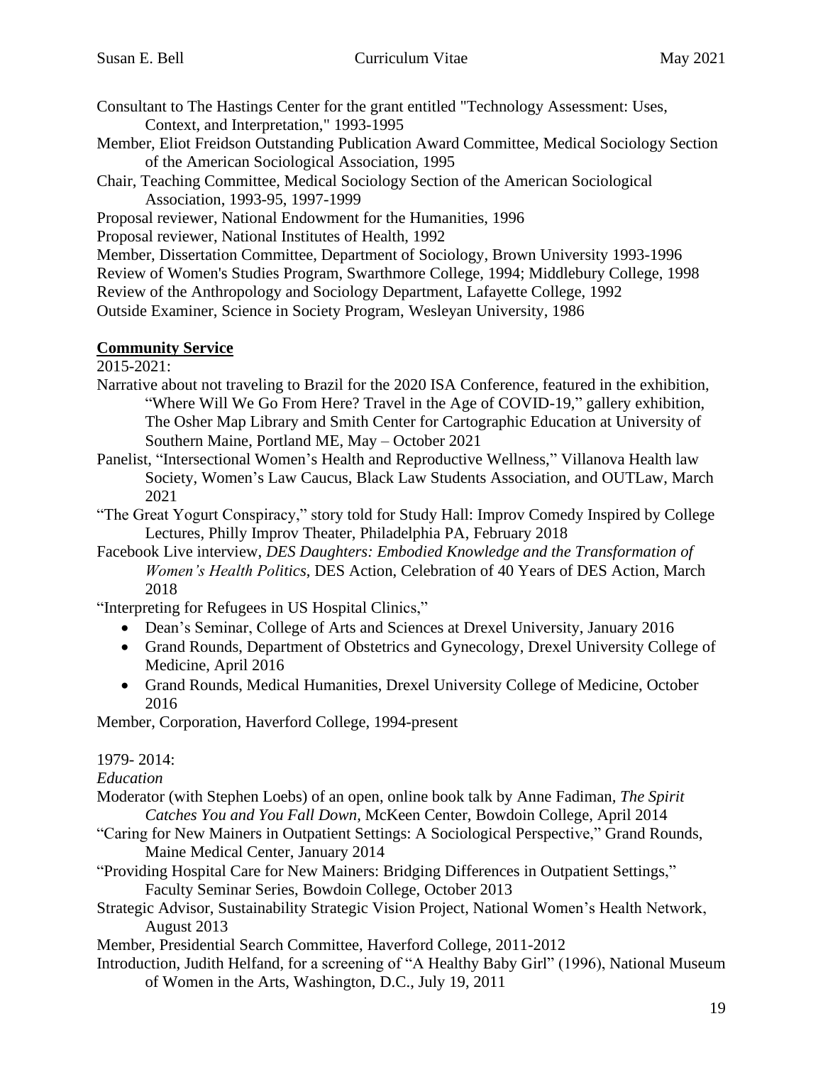Consultant to The Hastings Center for the grant entitled "Technology Assessment: Uses, Context, and Interpretation," 1993-1995

Member, Eliot Freidson Outstanding Publication Award Committee, Medical Sociology Section of the American Sociological Association, 1995

Chair, Teaching Committee, Medical Sociology Section of the American Sociological Association, 1993-95, 1997-1999

Proposal reviewer, National Endowment for the Humanities, 1996

Proposal reviewer, National Institutes of Health, 1992

Member, Dissertation Committee, Department of Sociology, Brown University 1993-1996

Review of Women's Studies Program, Swarthmore College, 1994; Middlebury College, 1998

Review of the Anthropology and Sociology Department, Lafayette College, 1992

Outside Examiner, Science in Society Program, Wesleyan University, 1986

**Community Service**

2015-2021:

Narrative about not traveling to Brazil for the 2020 ISA Conference, featured in the exhibition, "Where Will We Go From Here? Travel in the Age of COVID-19," gallery exhibition, The Osher Map Library and Smith Center for Cartographic Education at University of Southern Maine, Portland ME, May – October 2021

Panelist, "Intersectional Women's Health and Reproductive Wellness," Villanova Health law Society, Women's Law Caucus, Black Law Students Association, and OUTLaw, March 2021

"The Great Yogurt Conspiracy," story told for Study Hall: Improv Comedy Inspired by College Lectures, Philly Improv Theater, Philadelphia PA, February 2018

Facebook Live interview, *DES Daughters: Embodied Knowledge and the Transformation of Women's Health Politics*, DES Action, Celebration of 40 Years of DES Action, March 2018

"Interpreting for Refugees in US Hospital Clinics,"

- Dean's Seminar, College of Arts and Sciences at Drexel University, January 2016
- Grand Rounds, Department of Obstetrics and Gynecology, Drexel University College of Medicine, April 2016
- Grand Rounds, Medical Humanities, Drexel University College of Medicine, October 2016

Member, Corporation, Haverford College, 1994-present

1979- 2014:

*Education*

Moderator (with Stephen Loebs) of an open, online book talk by Anne Fadiman, *The Spirit Catches You and You Fall Down*, McKeen Center, Bowdoin College, April 2014

"Caring for New Mainers in Outpatient Settings: A Sociological Perspective," Grand Rounds, Maine Medical Center, January 2014

"Providing Hospital Care for New Mainers: Bridging Differences in Outpatient Settings," Faculty Seminar Series, Bowdoin College, October 2013

Strategic Advisor, Sustainability Strategic Vision Project, National Women's Health Network, August 2013

Member, Presidential Search Committee, Haverford College, 2011-2012

Introduction, Judith Helfand, for a screening of "A Healthy Baby Girl" (1996), National Museum of Women in the Arts, Washington, D.C., July 19, 2011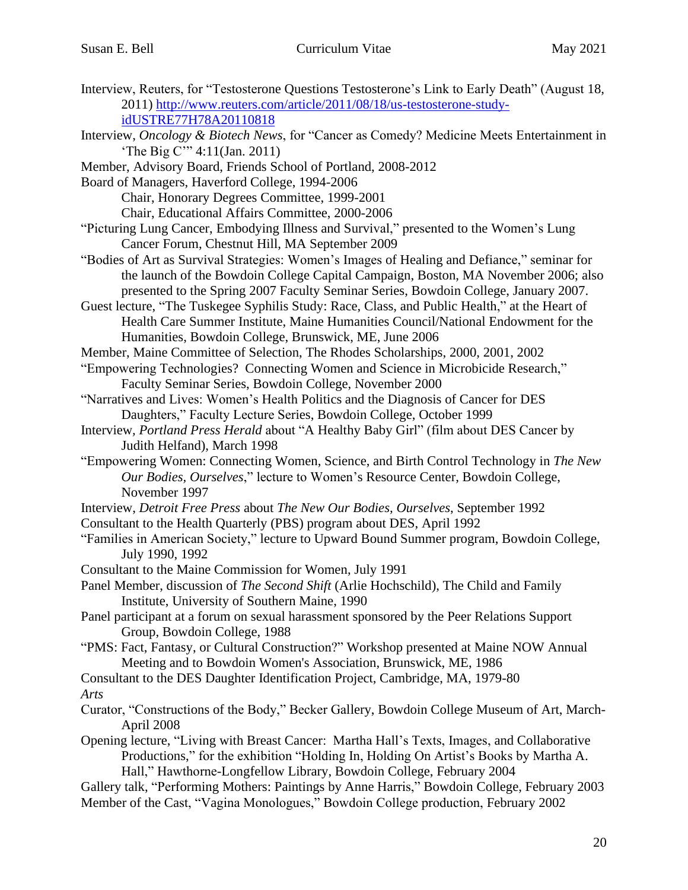Interview, Reuters, for "Testosterone Questions Testosterone's Link to Early Death" (August 18, 2011) [http://www.reuters.com/article/2011/08/18/us-testosterone-study-idUSTRE77H78A20110818](http://www.reuters.com/article/2011/08/18/us-testosterone-study-idUSTRE77H78A20110818)

Interview, *Oncology & Biotech News*, for "Cancer as Comedy? Medicine Meets Entertainment in 'The Big C'" 4:11(Jan. 2011)

Member, Advisory Board, Friends School of Portland, 2008-2012

Board of Managers, Haverford College, 1994-2006
- Chair, Honorary Degrees Committee, 1999-2001
- Chair, Educational Affairs Committee, 2000-2006

"Picturing Lung Cancer, Embodying Illness and Survival," presented to the Women's Lung Cancer Forum, Chestnut Hill, MA September 2009

"Bodies of Art as Survival Strategies: Women's Images of Healing and Defiance," seminar for the launch of the Bowdoin College Capital Campaign, Boston, MA November 2006; also presented to the Spring 2007 Faculty Seminar Series, Bowdoin College, January 2007.

Guest lecture, "The Tuskegee Syphilis Study: Race, Class, and Public Health," at the Heart of Health Care Summer Institute, Maine Humanities Council/National Endowment for the Humanities, Bowdoin College, Brunswick, ME, June 2006

Member, Maine Committee of Selection, The Rhodes Scholarships, 2000, 2001, 2002

"Empowering Technologies? Connecting Women and Science in Microbicide Research," Faculty Seminar Series, Bowdoin College, November 2000

"Narratives and Lives: Women's Health Politics and the Diagnosis of Cancer for DES Daughters," Faculty Lecture Series, Bowdoin College, October 1999

Interview, *Portland Press Herald* about "A Healthy Baby Girl" (film about DES Cancer by Judith Helfand), March 1998

"Empowering Women: Connecting Women, Science, and Birth Control Technology in *The New Our Bodies, Ourselves*," lecture to Women's Resource Center, Bowdoin College, November 1997

Interview, *Detroit Free Press* about *The New Our Bodies, Ourselves*, September 1992

Consultant to the Health Quarterly (PBS) program about DES, April 1992

"Families in American Society," lecture to Upward Bound Summer program, Bowdoin College, July 1990, 1992

Consultant to the Maine Commission for Women, July 1991

Panel Member, discussion of *The Second Shift* (Arlie Hochschild), The Child and Family Institute, University of Southern Maine, 1990

Panel participant at a forum on sexual harassment sponsored by the Peer Relations Support Group, Bowdoin College, 1988

"PMS: Fact, Fantasy, or Cultural Construction?" Workshop presented at Maine NOW Annual Meeting and to Bowdoin Women's Association, Brunswick, ME, 1986

Consultant to the DES Daughter Identification Project, Cambridge, MA, 1979-80

*Arts*

Curator, "Constructions of the Body," Becker Gallery, Bowdoin College Museum of Art, March-April 2008

Opening lecture, "Living with Breast Cancer: Martha Hall's Texts, Images, and Collaborative Productions," for the exhibition "Holding In, Holding On Artist's Books by Martha A. Hall," Hawthorne-Longfellow Library, Bowdoin College, February 2004

Gallery talk, "Performing Mothers: Paintings by Anne Harris," Bowdoin College, February 2003

Member of the Cast, "Vagina Monologues," Bowdoin College production, February 2002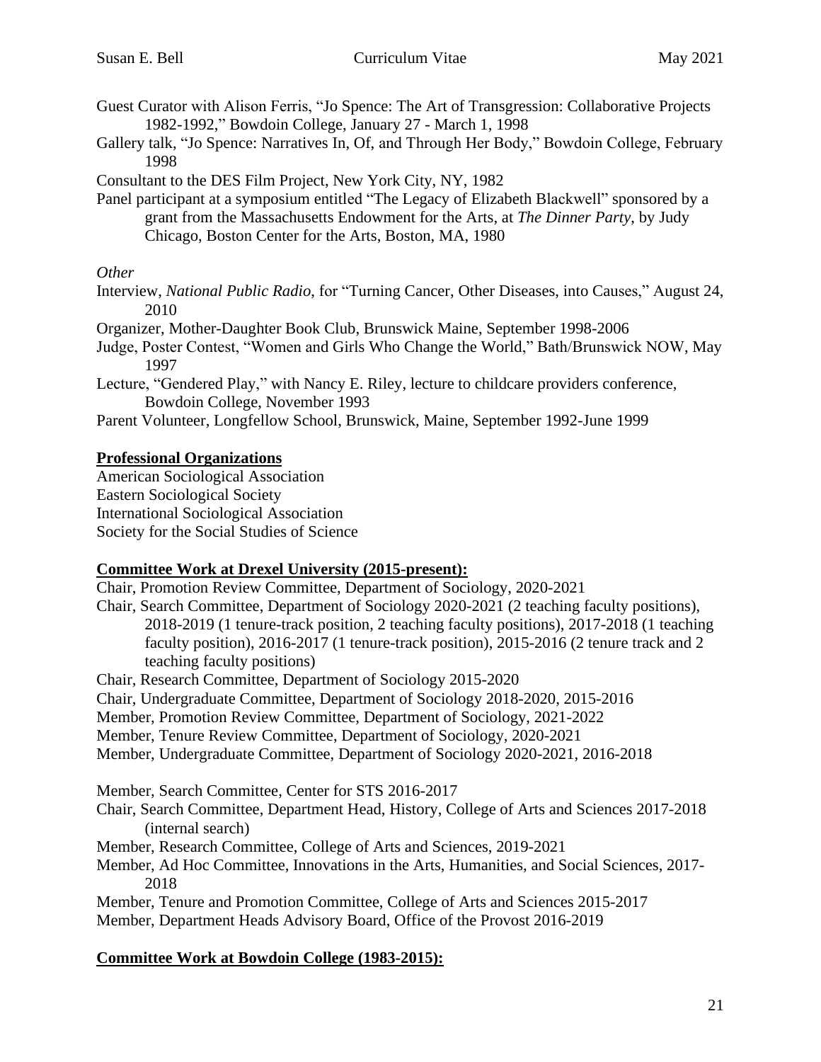Guest Curator with Alison Ferris, "Jo Spence: The Art of Transgression: Collaborative Projects 1982-1992," Bowdoin College, January 27 - March 1, 1998

Gallery talk, "Jo Spence: Narratives In, Of, and Through Her Body," Bowdoin College, February 1998

Consultant to the DES Film Project, New York City, NY, 1982

Panel participant at a symposium entitled "The Legacy of Elizabeth Blackwell" sponsored by a grant from the Massachusetts Endowment for the Arts, at *The Dinner Party*, by Judy Chicago, Boston Center for the Arts, Boston, MA, 1980

*Other*

Interview, *National Public Radio*, for "Turning Cancer, Other Diseases, into Causes," August 24, 2010

Organizer, Mother-Daughter Book Club, Brunswick Maine, September 1998-2006

Judge, Poster Contest, "Women and Girls Who Change the World," Bath/Brunswick NOW, May 1997

Lecture, "Gendered Play," with Nancy E. Riley, lecture to childcare providers conference, Bowdoin College, November 1993

Parent Volunteer, Longfellow School, Brunswick, Maine, September 1992-June 1999

## Professional Organizations

American Sociological Association
Eastern Sociological Society
International Sociological Association
Society for the Social Studies of Science

## Committee Work at Drexel University (2015-present):

Chair, Promotion Review Committee, Department of Sociology, 2020-2021

Chair, Search Committee, Department of Sociology 2020-2021 (2 teaching faculty positions), 2018-2019 (1 tenure-track position, 2 teaching faculty positions), 2017-2018 (1 teaching faculty position), 2016-2017 (1 tenure-track position), 2015-2016 (2 tenure track and 2 teaching faculty positions)

Chair, Research Committee, Department of Sociology 2015-2020

Chair, Undergraduate Committee, Department of Sociology 2018-2020, 2015-2016

Member, Promotion Review Committee, Department of Sociology, 2021-2022

Member, Tenure Review Committee, Department of Sociology, 2020-2021

Member, Undergraduate Committee, Department of Sociology 2020-2021, 2016-2018

Member, Search Committee, Center for STS 2016-2017

Chair, Search Committee, Department Head, History, College of Arts and Sciences 2017-2018 (internal search)

Member, Research Committee, College of Arts and Sciences, 2019-2021

Member, Ad Hoc Committee, Innovations in the Arts, Humanities, and Social Sciences, 2017-2018

Member, Tenure and Promotion Committee, College of Arts and Sciences 2015-2017

Member, Department Heads Advisory Board, Office of the Provost 2016-2019

## Committee Work at Bowdoin College (1983-2015):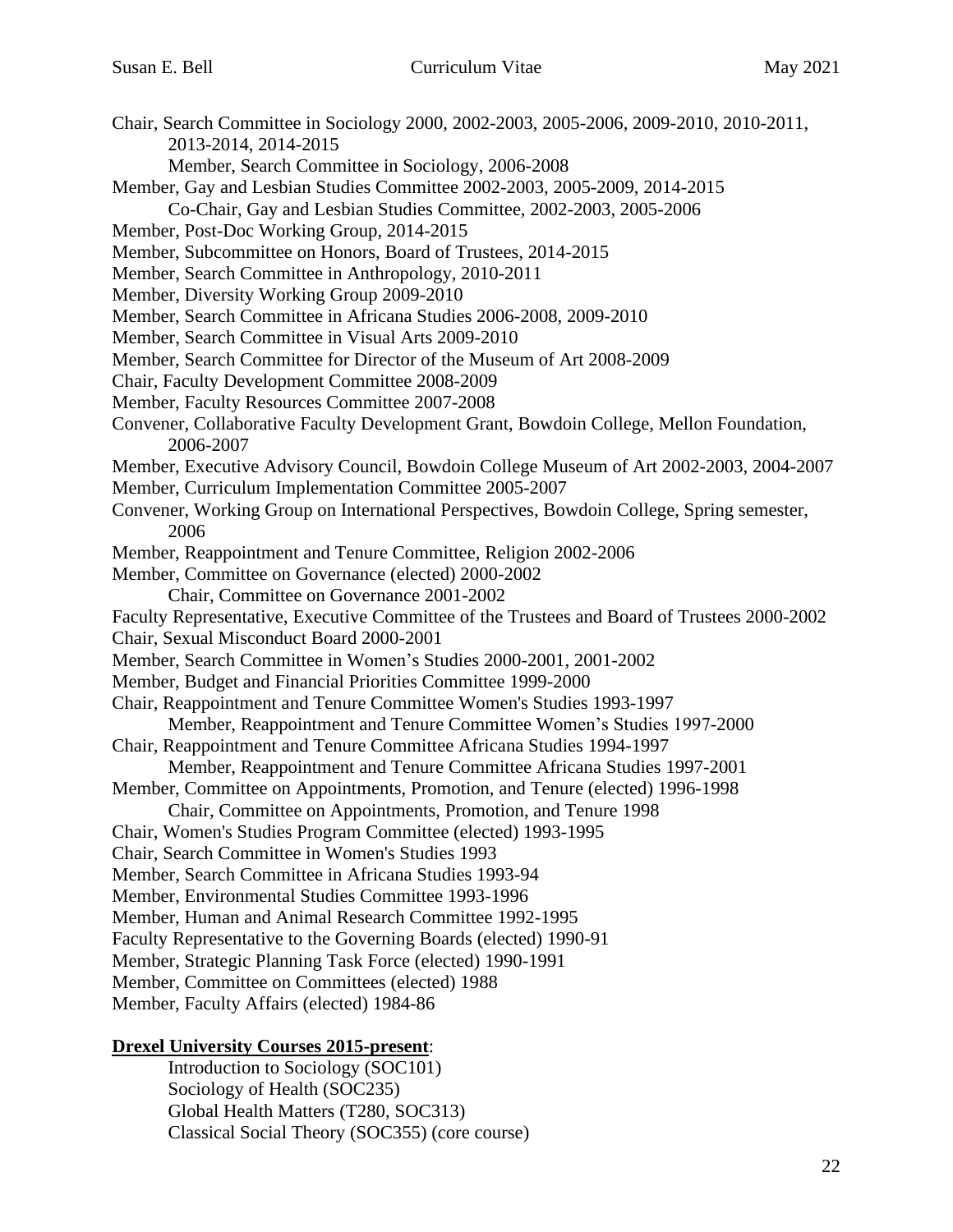Chair, Search Committee in Sociology 2000, 2002-2003, 2005-2006, 2009-2010, 2010-2011, 2013-2014, 2014-2015

    Member, Search Committee in Sociology, 2006-2008

Member, Gay and Lesbian Studies Committee 2002-2003, 2005-2009, 2014-2015

    Co-Chair, Gay and Lesbian Studies Committee, 2002-2003, 2005-2006

Member, Post-Doc Working Group, 2014-2015

Member, Subcommittee on Honors, Board of Trustees, 2014-2015

Member, Search Committee in Anthropology, 2010-2011

Member, Diversity Working Group 2009-2010

Member, Search Committee in Africana Studies 2006-2008, 2009-2010

Member, Search Committee in Visual Arts 2009-2010

Member, Search Committee for Director of the Museum of Art 2008-2009

Chair, Faculty Development Committee 2008-2009

Member, Faculty Resources Committee 2007-2008

Convener, Collaborative Faculty Development Grant, Bowdoin College, Mellon Foundation, 2006-2007

Member, Executive Advisory Council, Bowdoin College Museum of Art 2002-2003, 2004-2007

Member, Curriculum Implementation Committee 2005-2007

Convener, Working Group on International Perspectives, Bowdoin College, Spring semester, 2006

Member, Reappointment and Tenure Committee, Religion 2002-2006

Member, Committee on Governance (elected) 2000-2002

    Chair, Committee on Governance 2001-2002

Faculty Representative, Executive Committee of the Trustees and Board of Trustees 2000-2002

Chair, Sexual Misconduct Board 2000-2001

Member, Search Committee in Women's Studies 2000-2001, 2001-2002

Member, Budget and Financial Priorities Committee 1999-2000

Chair, Reappointment and Tenure Committee Women's Studies 1993-1997

    Member, Reappointment and Tenure Committee Women's Studies 1997-2000

Chair, Reappointment and Tenure Committee Africana Studies 1994-1997

    Member, Reappointment and Tenure Committee Africana Studies 1997-2001

Member, Committee on Appointments, Promotion, and Tenure (elected) 1996-1998

    Chair, Committee on Appointments, Promotion, and Tenure 1998

Chair, Women's Studies Program Committee (elected) 1993-1995

Chair, Search Committee in Women's Studies 1993

Member, Search Committee in Africana Studies 1993-94

Member, Environmental Studies Committee 1993-1996

Member, Human and Animal Research Committee 1992-1995

Faculty Representative to the Governing Boards (elected) 1990-91

Member, Strategic Planning Task Force (elected) 1990-1991

Member, Committee on Committees (elected) 1988

Member, Faculty Affairs (elected) 1984-86

**Drexel University Courses 2015-present**:

    Introduction to Sociology (SOC101)
    Sociology of Health (SOC235)
    Global Health Matters (T280, SOC313)
    Classical Social Theory (SOC355) (core course)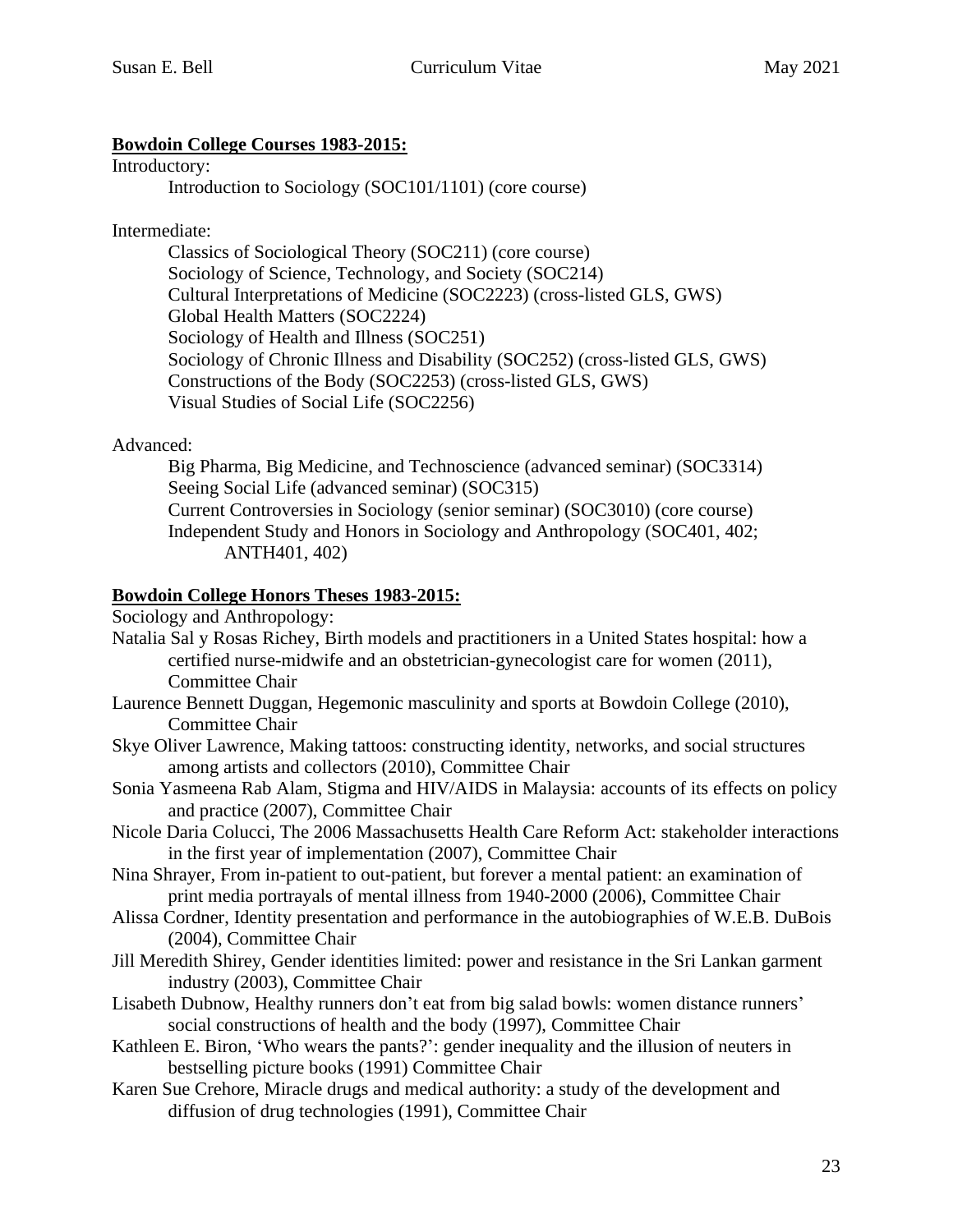**Bowdoin College Courses 1983-2015:**

Introductory:

Introduction to Sociology (SOC101/1101) (core course)

Intermediate:

Classics of Sociological Theory (SOC211) (core course)
Sociology of Science, Technology, and Society (SOC214)
Cultural Interpretations of Medicine (SOC2223) (cross-listed GLS, GWS)
Global Health Matters (SOC2224)
Sociology of Health and Illness (SOC251)
Sociology of Chronic Illness and Disability (SOC252) (cross-listed GLS, GWS)
Constructions of the Body (SOC2253) (cross-listed GLS, GWS)
Visual Studies of Social Life (SOC2256)

Advanced:

Big Pharma, Big Medicine, and Technoscience (advanced seminar) (SOC3314)
Seeing Social Life (advanced seminar) (SOC315)
Current Controversies in Sociology (senior seminar) (SOC3010) (core course)
Independent Study and Honors in Sociology and Anthropology (SOC401, 402; ANTH401, 402)

**Bowdoin College Honors Theses 1983-2015:**

Sociology and Anthropology:

Natalia Sal y Rosas Richey, Birth models and practitioners in a United States hospital: how a certified nurse-midwife and an obstetrician-gynecologist care for women (2011), Committee Chair

Laurence Bennett Duggan, Hegemonic masculinity and sports at Bowdoin College (2010), Committee Chair

Skye Oliver Lawrence, Making tattoos: constructing identity, networks, and social structures among artists and collectors (2010), Committee Chair

Sonia Yasmeena Rab Alam, Stigma and HIV/AIDS in Malaysia: accounts of its effects on policy and practice (2007), Committee Chair

Nicole Daria Colucci, The 2006 Massachusetts Health Care Reform Act: stakeholder interactions in the first year of implementation (2007), Committee Chair

Nina Shrayer, From in-patient to out-patient, but forever a mental patient: an examination of print media portrayals of mental illness from 1940-2000 (2006), Committee Chair

Alissa Cordner, Identity presentation and performance in the autobiographies of W.E.B. DuBois (2004), Committee Chair

Jill Meredith Shirey, Gender identities limited: power and resistance in the Sri Lankan garment industry (2003), Committee Chair

Lisabeth Dubnow, Healthy runners don't eat from big salad bowls: women distance runners' social constructions of health and the body (1997), Committee Chair

Kathleen E. Biron, 'Who wears the pants?': gender inequality and the illusion of neuters in bestselling picture books (1991) Committee Chair

Karen Sue Crehore, Miracle drugs and medical authority: a study of the development and diffusion of drug technologies (1991), Committee Chair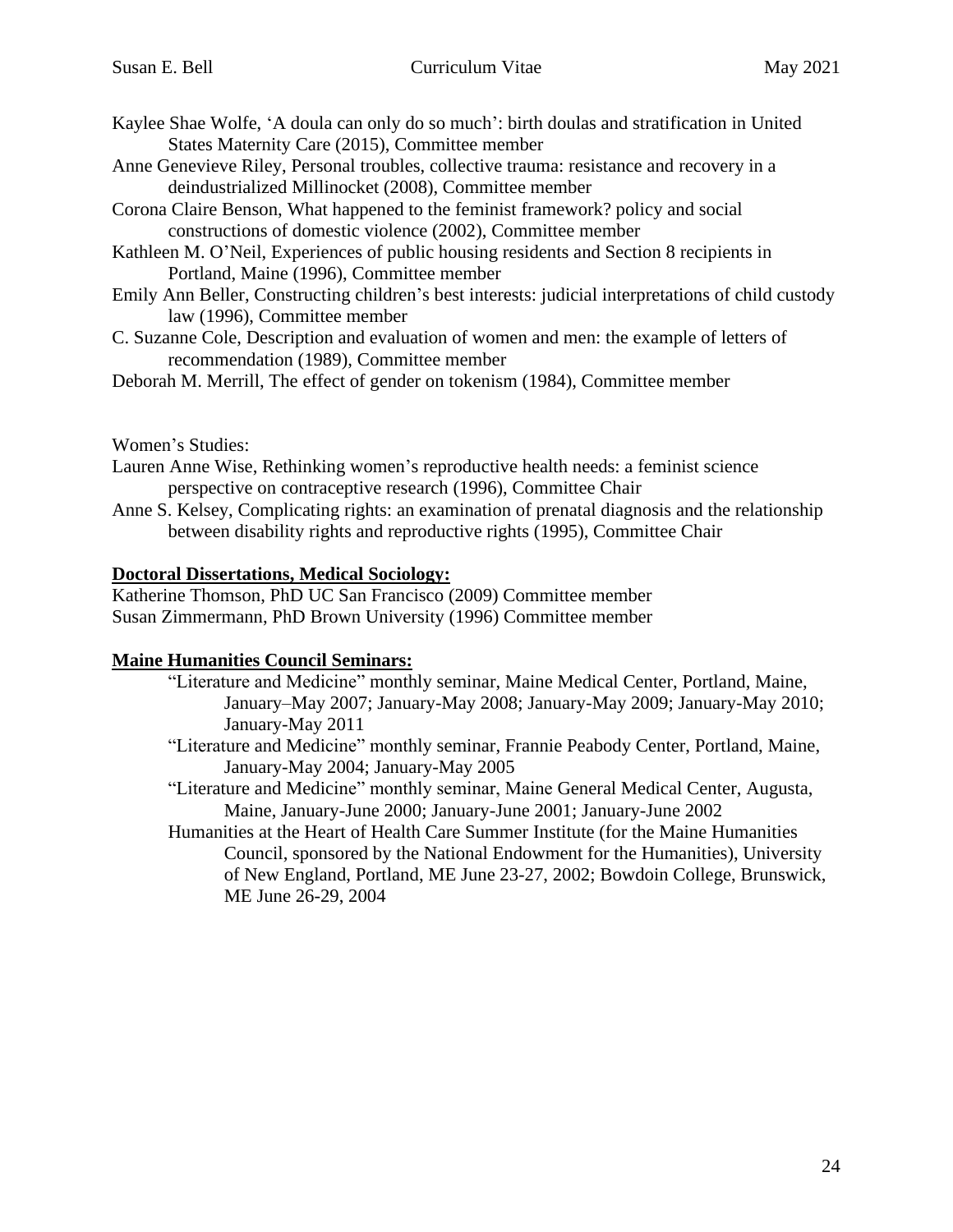Kaylee Shae Wolfe, 'A doula can only do so much': birth doulas and stratification in United States Maternity Care (2015), Committee member

Anne Genevieve Riley, Personal troubles, collective trauma: resistance and recovery in a deindustrialized Millinocket (2008), Committee member

Corona Claire Benson, What happened to the feminist framework? policy and social constructions of domestic violence (2002), Committee member

Kathleen M. O'Neil, Experiences of public housing residents and Section 8 recipients in Portland, Maine (1996), Committee member

Emily Ann Beller, Constructing children's best interests: judicial interpretations of child custody law (1996), Committee member

C. Suzanne Cole, Description and evaluation of women and men: the example of letters of recommendation (1989), Committee member

Deborah M. Merrill, The effect of gender on tokenism (1984), Committee member

Women's Studies:

Lauren Anne Wise, Rethinking women's reproductive health needs: a feminist science perspective on contraceptive research (1996), Committee Chair

Anne S. Kelsey, Complicating rights: an examination of prenatal diagnosis and the relationship between disability rights and reproductive rights (1995), Committee Chair

**Doctoral Dissertations, Medical Sociology:**

Katherine Thomson, PhD UC San Francisco (2009) Committee member
Susan Zimmermann, PhD Brown University (1996) Committee member

**Maine Humanities Council Seminars:**

"Literature and Medicine" monthly seminar, Maine Medical Center, Portland, Maine, January–May 2007; January-May 2008; January-May 2009; January-May 2010; January-May 2011

"Literature and Medicine" monthly seminar, Frannie Peabody Center, Portland, Maine, January-May 2004; January-May 2005

"Literature and Medicine" monthly seminar, Maine General Medical Center, Augusta, Maine, January-June 2000; January-June 2001; January-June 2002

Humanities at the Heart of Health Care Summer Institute (for the Maine Humanities Council, sponsored by the National Endowment for the Humanities), University of New England, Portland, ME June 23-27, 2002; Bowdoin College, Brunswick, ME June 26-29, 2004